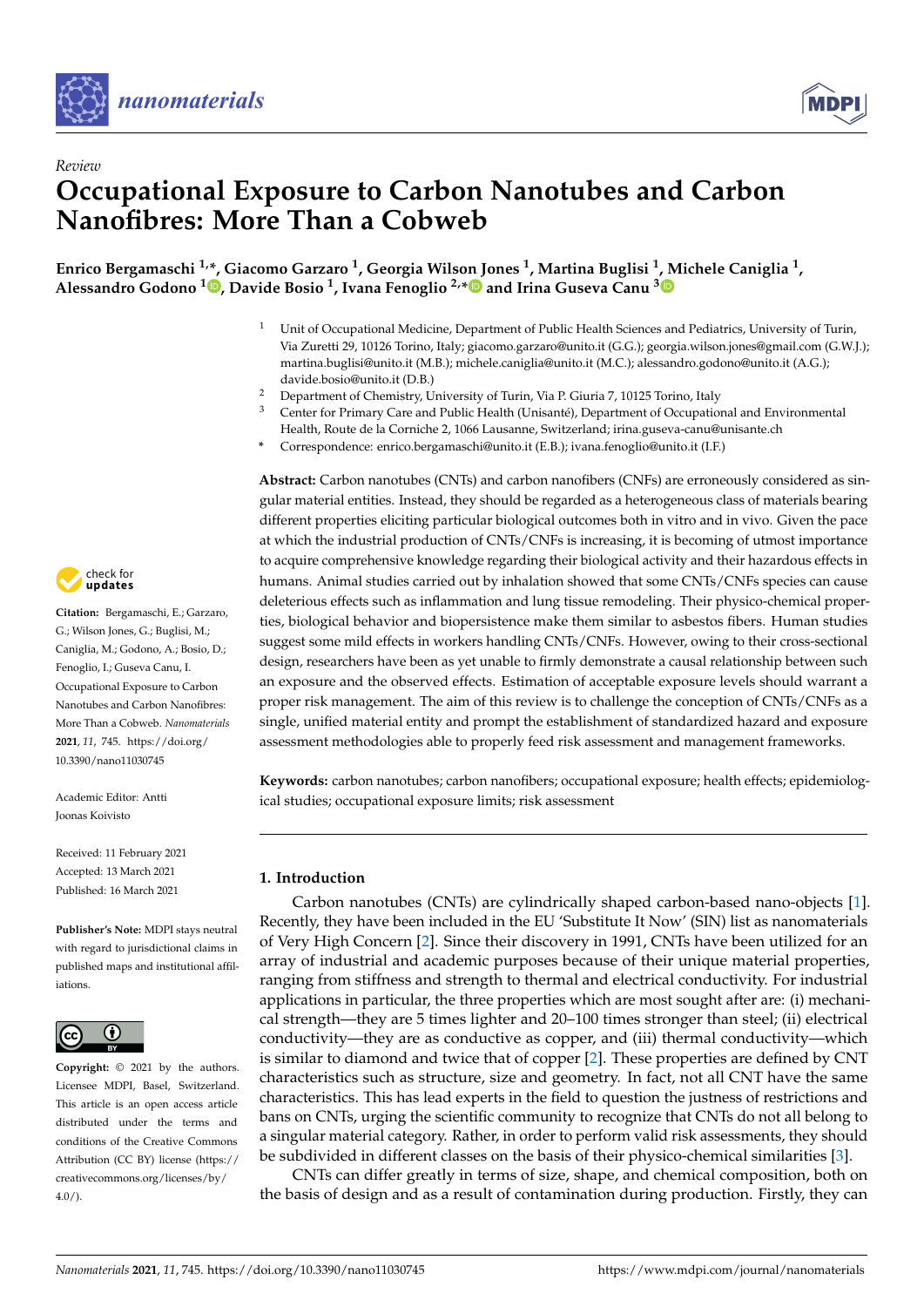*Review*

# Occupational Exposure to Carbon Nanotubes and Carbon Nanofibres: More Than a Cobweb

**Enrico Bergamaschi [1,*], Giacomo Garzaro [1], Georgia Wilson Jones [1], Martina Buglisi [1], Michele Caniglia [1], Alessandro Godono [1], Davide Bosio [1], Ivana Fenoglio [2,*] and Irina Guseva Canu [3]**

[1] Unit of Occupational Medicine, Department of Public Health Sciences and Pediatrics, University of Turin, Via Zuretti 29, 10126 Torino, Italy; giacomo.garzaro@unito.it (G.G.); georgia.wilson.jones@gmail.com (G.W.J.); martina.buglisi@unito.it (M.B.); michele.caniglia@unito.it (M.C.); alessandro.godono@unito.it (A.G.); davide.bosio@unito.it (D.B.)

[2] Department of Chemistry, University of Turin, Via P. Giuria 7, 10125 Torino, Italy

[3] Center for Primary Care and Public Health (Unisanté), Department of Occupational and Environmental Health, Route de la Corniche 2, 1066 Lausanne, Switzerland; irina.guseva-canu@unisante.ch

\* Correspondence: enrico.bergamaschi@unito.it (E.B.); ivana.fenoglio@unito.it (I.F.)

**Citation:** Bergamaschi, E.; Garzaro, G.; Wilson Jones, G.; Buglisi, M.; Caniglia, M.; Godono, A.; Bosio, D.; Fenoglio, I.; Guseva Canu, I. Occupational Exposure to Carbon Nanotubes and Carbon Nanofibres: More Than a Cobweb. *Nanomaterials* **2021**, *11*, 745. https://doi.org/10.3390/nano11030745

Academic Editor: Antti Joonas Koivisto

Received: 11 February 2021
Accepted: 13 March 2021
Published: 16 March 2021

**Publisher's Note:** MDPI stays neutral with regard to jurisdictional claims in published maps and institutional affiliations.

**Copyright:** © 2021 by the authors. Licensee MDPI, Basel, Switzerland. This article is an open access article distributed under the terms and conditions of the Creative Commons Attribution (CC BY) license (https://creativecommons.org/licenses/by/4.0/).

**Abstract:** Carbon nanotubes (CNTs) and carbon nanofibers (CNFs) are erroneously considered as singular material entities. Instead, they should be regarded as a heterogeneous class of materials bearing different properties eliciting particular biological outcomes both in vitro and in vivo. Given the pace at which the industrial production of CNTs/CNFs is increasing, it is becoming of utmost importance to acquire comprehensive knowledge regarding their biological activity and their hazardous effects in humans. Animal studies carried out by inhalation showed that some CNTs/CNFs species can cause deleterious effects such as inflammation and lung tissue remodeling. Their physico-chemical properties, biological behavior and biopersistence make them similar to asbestos fibers. Human studies suggest some mild effects in workers handling CNTs/CNFs. However, owing to their cross-sectional design, researchers have been as yet unable to firmly demonstrate a causal relationship between such an exposure and the observed effects. Estimation of acceptable exposure levels should warrant a proper risk management. The aim of this review is to challenge the conception of CNTs/CNFs as a single, unified material entity and prompt the establishment of standardized hazard and exposure assessment methodologies able to properly feed risk assessment and management frameworks.

**Keywords:** carbon nanotubes; carbon nanofibers; occupational exposure; health effects; epidemiological studies; occupational exposure limits; risk assessment

## 1. Introduction

Carbon nanotubes (CNTs) are cylindrically shaped carbon-based nano-objects [1]. Recently, they have been included in the EU 'Substitute It Now' (SIN) list as nanomaterials of Very High Concern [2]. Since their discovery in 1991, CNTs have been utilized for an array of industrial and academic purposes because of their unique material properties, ranging from stiffness and strength to thermal and electrical conductivity. For industrial applications in particular, the three properties which are most sought after are: (i) mechanical strength—they are 5 times lighter and 20–100 times stronger than steel; (ii) electrical conductivity—they are as conductive as copper, and (iii) thermal conductivity—which is similar to diamond and twice that of copper [2]. These properties are defined by CNT characteristics such as structure, size and geometry. In fact, not all CNT have the same characteristics. This has lead experts in the field to question the justness of restrictions and bans on CNTs, urging the scientific community to recognize that CNTs do not all belong to a singular material category. Rather, in order to perform valid risk assessments, they should be subdivided in different classes on the basis of their physico-chemical similarities [3].

CNTs can differ greatly in terms of size, shape, and chemical composition, both on the basis of design and as a result of contamination during production. Firstly, they can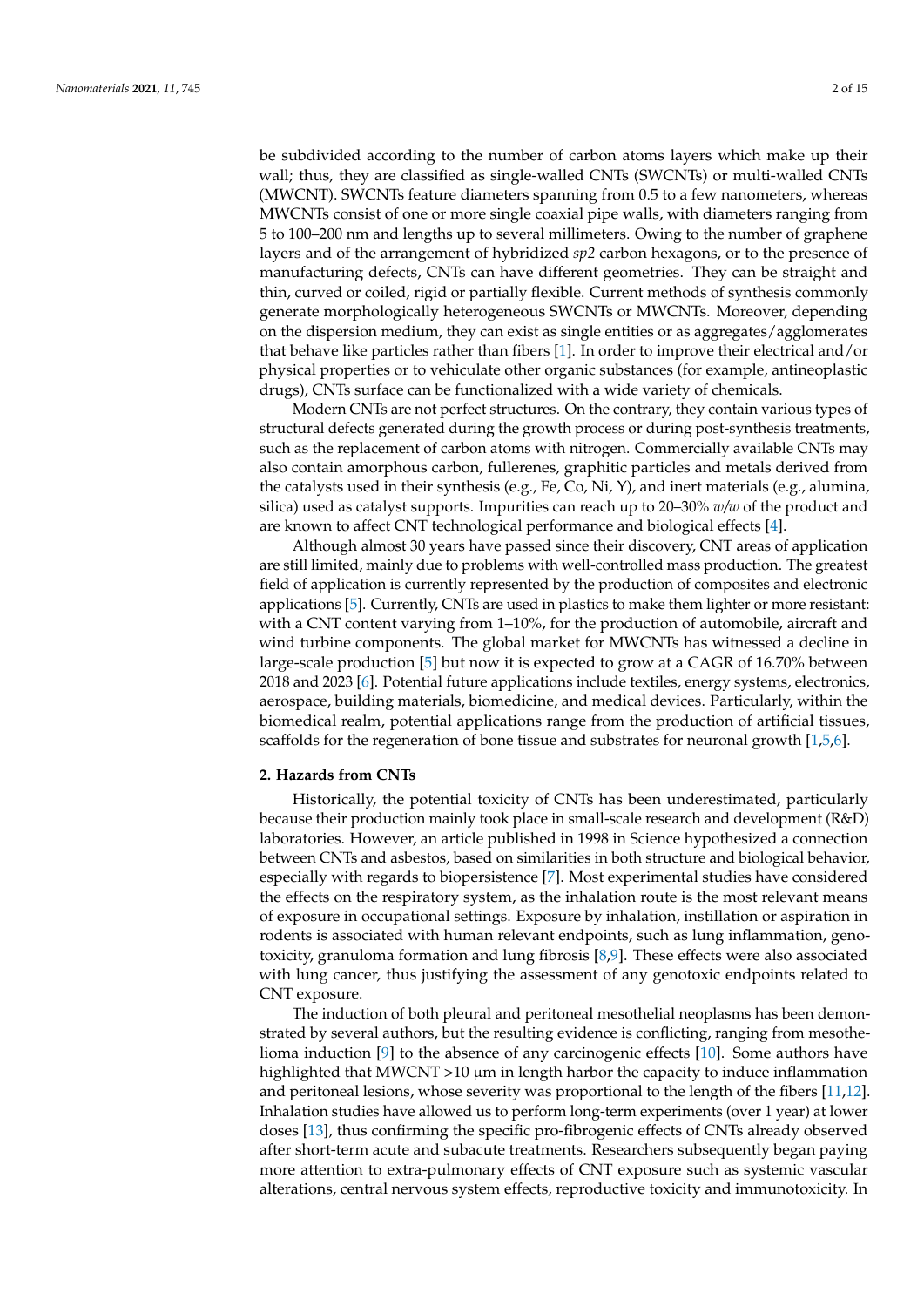be subdivided according to the number of carbon atoms layers which make up their wall; thus, they are classified as single-walled CNTs (SWCNTs) or multi-walled CNTs (MWCNT). SWCNTs feature diameters spanning from 0.5 to a few nanometers, whereas MWCNTs consist of one or more single coaxial pipe walls, with diameters ranging from 5 to 100–200 nm and lengths up to several millimeters. Owing to the number of graphene layers and of the arrangement of hybridized *sp2* carbon hexagons, or to the presence of manufacturing defects, CNTs can have different geometries. They can be straight and thin, curved or coiled, rigid or partially flexible. Current methods of synthesis commonly generate morphologically heterogeneous SWCNTs or MWCNTs. Moreover, depending on the dispersion medium, they can exist as single entities or as aggregates/agglomerates that behave like particles rather than fibers [1]. In order to improve their electrical and/or physical properties or to vehiculate other organic substances (for example, antineoplastic drugs), CNTs surface can be functionalized with a wide variety of chemicals.

Modern CNTs are not perfect structures. On the contrary, they contain various types of structural defects generated during the growth process or during post-synthesis treatments, such as the replacement of carbon atoms with nitrogen. Commercially available CNTs may also contain amorphous carbon, fullerenes, graphitic particles and metals derived from the catalysts used in their synthesis (e.g., Fe, Co, Ni, Y), and inert materials (e.g., alumina, silica) used as catalyst supports. Impurities can reach up to 20–30% *w/w* of the product and are known to affect CNT technological performance and biological effects [4].

Although almost 30 years have passed since their discovery, CNT areas of application are still limited, mainly due to problems with well-controlled mass production. The greatest field of application is currently represented by the production of composites and electronic applications [5]. Currently, CNTs are used in plastics to make them lighter or more resistant: with a CNT content varying from 1–10%, for the production of automobile, aircraft and wind turbine components. The global market for MWCNTs has witnessed a decline in large-scale production [5] but now it is expected to grow at a CAGR of 16.70% between 2018 and 2023 [6]. Potential future applications include textiles, energy systems, electronics, aerospace, building materials, biomedicine, and medical devices. Particularly, within the biomedical realm, potential applications range from the production of artificial tissues, scaffolds for the regeneration of bone tissue and substrates for neuronal growth [1,5,6].

## 2. Hazards from CNTs

Historically, the potential toxicity of CNTs has been underestimated, particularly because their production mainly took place in small-scale research and development (R&D) laboratories. However, an article published in 1998 in Science hypothesized a connection between CNTs and asbestos, based on similarities in both structure and biological behavior, especially with regards to biopersistence [7]. Most experimental studies have considered the effects on the respiratory system, as the inhalation route is the most relevant means of exposure in occupational settings. Exposure by inhalation, instillation or aspiration in rodents is associated with human relevant endpoints, such as lung inflammation, genotoxicity, granuloma formation and lung fibrosis [8,9]. These effects were also associated with lung cancer, thus justifying the assessment of any genotoxic endpoints related to CNT exposure.

The induction of both pleural and peritoneal mesothelial neoplasms has been demonstrated by several authors, but the resulting evidence is conflicting, ranging from mesothelioma induction [9] to the absence of any carcinogenic effects [10]. Some authors have highlighted that MWCNT >10 μm in length harbor the capacity to induce inflammation and peritoneal lesions, whose severity was proportional to the length of the fibers [11,12]. Inhalation studies have allowed us to perform long-term experiments (over 1 year) at lower doses [13], thus confirming the specific pro-fibrogenic effects of CNTs already observed after short-term acute and subacute treatments. Researchers subsequently began paying more attention to extra-pulmonary effects of CNT exposure such as systemic vascular alterations, central nervous system effects, reproductive toxicity and immunotoxicity. In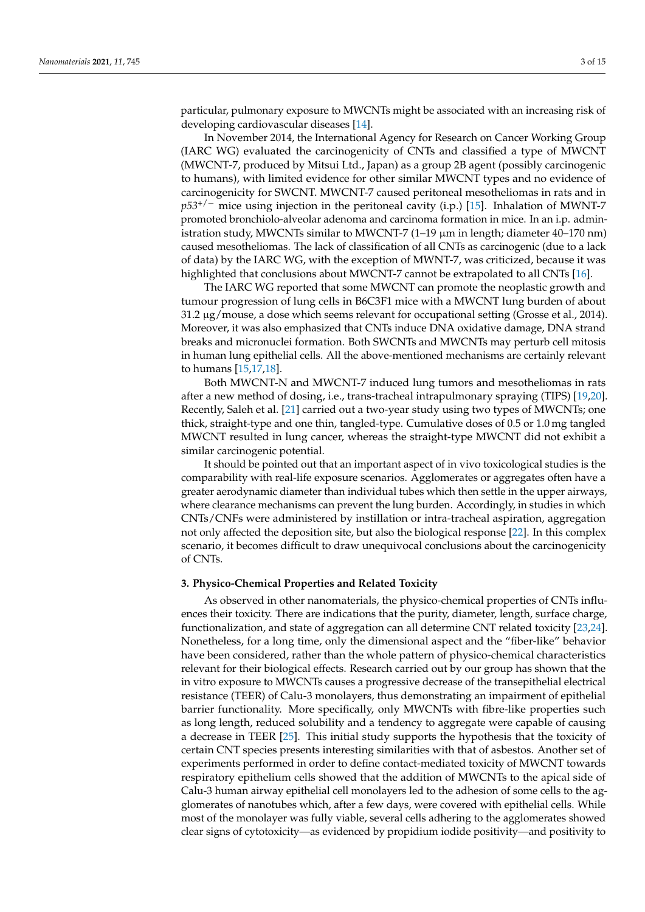particular, pulmonary exposure to MWCNTs might be associated with an increasing risk of developing cardiovascular diseases [14].

In November 2014, the International Agency for Research on Cancer Working Group (IARC WG) evaluated the carcinogenicity of CNTs and classified a type of MWCNT (MWCNT-7, produced by Mitsui Ltd., Japan) as a group 2B agent (possibly carcinogenic to humans), with limited evidence for other similar MWCNT types and no evidence of carcinogenicity for SWCNT. MWCNT-7 caused peritoneal mesotheliomas in rats and in *p53*$^{+/-}$ mice using injection in the peritoneal cavity (i.p.) [15]. Inhalation of MWNT-7 promoted bronchiolo-alveolar adenoma and carcinoma formation in mice. In an i.p. administration study, MWCNTs similar to MWCNT-7 (1–19 µm in length; diameter 40–170 nm) caused mesotheliomas. The lack of classification of all CNTs as carcinogenic (due to a lack of data) by the IARC WG, with the exception of MWNT-7, was criticized, because it was highlighted that conclusions about MWCNT-7 cannot be extrapolated to all CNTs [16].

The IARC WG reported that some MWCNT can promote the neoplastic growth and tumour progression of lung cells in B6C3F1 mice with a MWCNT lung burden of about 31.2 µg/mouse, a dose which seems relevant for occupational setting (Grosse et al., 2014). Moreover, it was also emphasized that CNTs induce DNA oxidative damage, DNA strand breaks and micronuclei formation. Both SWCNTs and MWCNTs may perturb cell mitosis in human lung epithelial cells. All the above-mentioned mechanisms are certainly relevant to humans [15,17,18].

Both MWCNT-N and MWCNT-7 induced lung tumors and mesotheliomas in rats after a new method of dosing, i.e., trans-tracheal intrapulmonary spraying (TIPS) [19,20]. Recently, Saleh et al. [21] carried out a two-year study using two types of MWCNTs; one thick, straight-type and one thin, tangled-type. Cumulative doses of 0.5 or 1.0 mg tangled MWCNT resulted in lung cancer, whereas the straight-type MWCNT did not exhibit a similar carcinogenic potential.

It should be pointed out that an important aspect of in vivo toxicological studies is the comparability with real-life exposure scenarios. Agglomerates or aggregates often have a greater aerodynamic diameter than individual tubes which then settle in the upper airways, where clearance mechanisms can prevent the lung burden. Accordingly, in studies in which CNTs/CNFs were administered by instillation or intra-tracheal aspiration, aggregation not only affected the deposition site, but also the biological response [22]. In this complex scenario, it becomes difficult to draw unequivocal conclusions about the carcinogenicity of CNTs.

## 3. Physico-Chemical Properties and Related Toxicity

As observed in other nanomaterials, the physico-chemical properties of CNTs influences their toxicity. There are indications that the purity, diameter, length, surface charge, functionalization, and state of aggregation can all determine CNT related toxicity [23,24]. Nonetheless, for a long time, only the dimensional aspect and the "fiber-like" behavior have been considered, rather than the whole pattern of physico-chemical characteristics relevant for their biological effects. Research carried out by our group has shown that the in vitro exposure to MWCNTs causes a progressive decrease of the transepithelial electrical resistance (TEER) of Calu-3 monolayers, thus demonstrating an impairment of epithelial barrier functionality. More specifically, only MWCNTs with fibre-like properties such as long length, reduced solubility and a tendency to aggregate were capable of causing a decrease in TEER [25]. This initial study supports the hypothesis that the toxicity of certain CNT species presents interesting similarities with that of asbestos. Another set of experiments performed in order to define contact-mediated toxicity of MWCNT towards respiratory epithelium cells showed that the addition of MWCNTs to the apical side of Calu-3 human airway epithelial cell monolayers led to the adhesion of some cells to the agglomerates of nanotubes which, after a few days, were covered with epithelial cells. While most of the monolayer was fully viable, several cells adhering to the agglomerates showed clear signs of cytotoxicity—as evidenced by propidium iodide positivity—and positivity to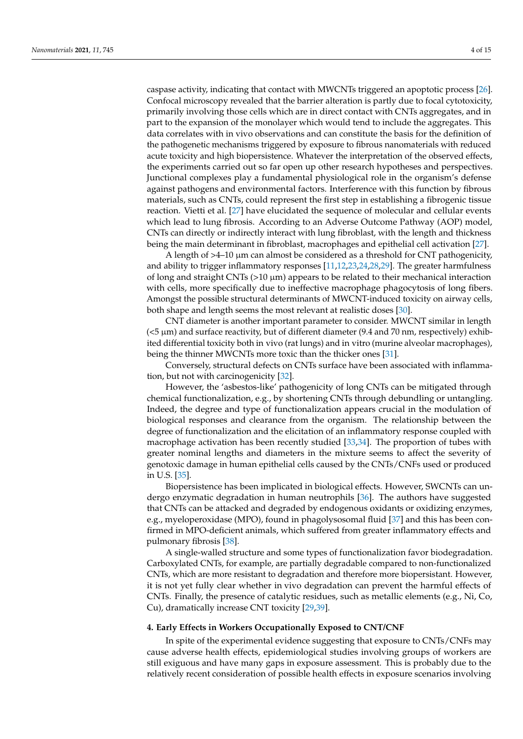caspase activity, indicating that contact with MWCNTs triggered an apoptotic process [26]. Confocal microscopy revealed that the barrier alteration is partly due to focal cytotoxicity, primarily involving those cells which are in direct contact with CNTs aggregates, and in part to the expansion of the monolayer which would tend to include the aggregates. This data correlates with in vivo observations and can constitute the basis for the definition of the pathogenetic mechanisms triggered by exposure to fibrous nanomaterials with reduced acute toxicity and high biopersistence. Whatever the interpretation of the observed effects, the experiments carried out so far open up other research hypotheses and perspectives. Junctional complexes play a fundamental physiological role in the organism's defense against pathogens and environmental factors. Interference with this function by fibrous materials, such as CNTs, could represent the first step in establishing a fibrogenic tissue reaction. Vietti et al. [27] have elucidated the sequence of molecular and cellular events which lead to lung fibrosis. According to an Adverse Outcome Pathway (AOP) model, CNTs can directly or indirectly interact with lung fibroblast, with the length and thickness being the main determinant in fibroblast, macrophages and epithelial cell activation [27].

A length of >4–10 μm can almost be considered as a threshold for CNT pathogenicity, and ability to trigger inflammatory responses [11,12,23,24,28,29]. The greater harmfulness of long and straight CNTs (>10 μm) appears to be related to their mechanical interaction with cells, more specifically due to ineffective macrophage phagocytosis of long fibers. Amongst the possible structural determinants of MWCNT-induced toxicity on airway cells, both shape and length seems the most relevant at realistic doses [30].

CNT diameter is another important parameter to consider. MWCNT similar in length (<5 μm) and surface reactivity, but of different diameter (9.4 and 70 nm, respectively) exhibited differential toxicity both in vivo (rat lungs) and in vitro (murine alveolar macrophages), being the thinner MWCNTs more toxic than the thicker ones [31].

Conversely, structural defects on CNTs surface have been associated with inflammation, but not with carcinogenicity [32].

However, the 'asbestos-like' pathogenicity of long CNTs can be mitigated through chemical functionalization, e.g., by shortening CNTs through debundling or untangling. Indeed, the degree and type of functionalization appears crucial in the modulation of biological responses and clearance from the organism. The relationship between the degree of functionalization and the elicitation of an inflammatory response coupled with macrophage activation has been recently studied [33,34]. The proportion of tubes with greater nominal lengths and diameters in the mixture seems to affect the severity of genotoxic damage in human epithelial cells caused by the CNTs/CNFs used or produced in U.S. [35].

Biopersistence has been implicated in biological effects. However, SWCNTs can undergo enzymatic degradation in human neutrophils [36]. The authors have suggested that CNTs can be attacked and degraded by endogenous oxidants or oxidizing enzymes, e.g., myeloperoxidase (MPO), found in phagolysosomal fluid [37] and this has been confirmed in MPO-deficient animals, which suffered from greater inflammatory effects and pulmonary fibrosis [38].

A single-walled structure and some types of functionalization favor biodegradation. Carboxylated CNTs, for example, are partially degradable compared to non-functionalized CNTs, which are more resistant to degradation and therefore more biopersistant. However, it is not yet fully clear whether in vivo degradation can prevent the harmful effects of CNTs. Finally, the presence of catalytic residues, such as metallic elements (e.g., Ni, Co, Cu), dramatically increase CNT toxicity [29,39].

## 4. Early Effects in Workers Occupationally Exposed to CNT/CNF

In spite of the experimental evidence suggesting that exposure to CNTs/CNFs may cause adverse health effects, epidemiological studies involving groups of workers are still exiguous and have many gaps in exposure assessment. This is probably due to the relatively recent consideration of possible health effects in exposure scenarios involving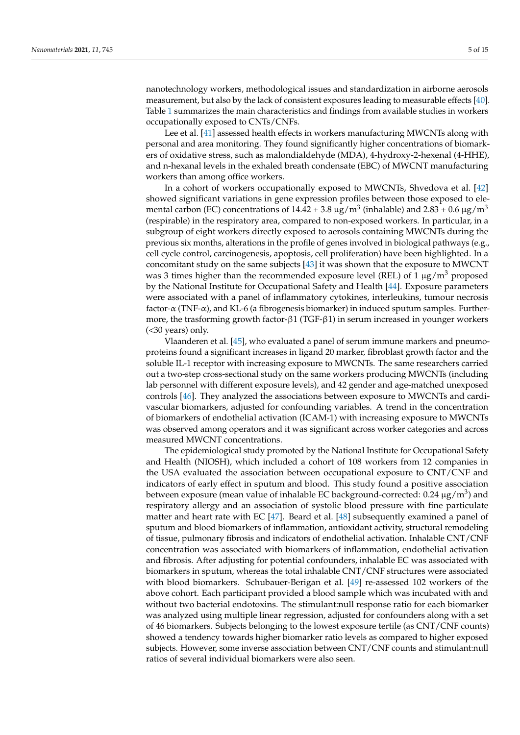nanotechnology workers, methodological issues and standardization in airborne aerosols measurement, but also by the lack of consistent exposures leading to measurable effects [40]. Table 1 summarizes the main characteristics and findings from available studies in workers occupationally exposed to CNTs/CNFs.

Lee et al. [41] assessed health effects in workers manufacturing MWCNTs along with personal and area monitoring. They found significantly higher concentrations of biomarkers of oxidative stress, such as malondialdehyde (MDA), 4-hydroxy-2-hexenal (4-HHE), and n-hexanal levels in the exhaled breath condensate (EBC) of MWCNT manufacturing workers than among office workers.

In a cohort of workers occupationally exposed to MWCNTs, Shvedova et al. [42] showed significant variations in gene expression profiles between those exposed to elemental carbon (EC) concentrations of 14.42 + 3.8 $\mu g/m^3$ (inhalable) and 2.83 + 0.6 $\mu g/m^3$ (respirable) in the respiratory area, compared to non-exposed workers. In particular, in a subgroup of eight workers directly exposed to aerosols containing MWCNTs during the previous six months, alterations in the profile of genes involved in biological pathways (e.g., cell cycle control, carcinogenesis, apoptosis, cell proliferation) have been highlighted. In a concomitant study on the same subjects [43] it was shown that the exposure to MWCNT was 3 times higher than the recommended exposure level (REL) of 1 $\mu g/m^3$ proposed by the National Institute for Occupational Safety and Health [44]. Exposure parameters were associated with a panel of inflammatory cytokines, interleukins, tumour necrosis factor-α (TNF-α), and KL-6 (a fibrogenesis biomarker) in induced sputum samples. Furthermore, the trasforming growth factor-β1 (TGF-β1) in serum increased in younger workers (<30 years) only.

Vlaanderen et al. [45], who evaluated a panel of serum immune markers and pneumoproteins found a significant increases in ligand 20 marker, fibroblast growth factor and the soluble IL-1 receptor with increasing exposure to MWCNTs. The same researchers carried out a two-step cross-sectional study on the same workers producing MWCNTs (including lab personnel with different exposure levels), and 42 gender and age-matched unexposed controls [46]. They analyzed the associations between exposure to MWCNTs and cardiovascular biomarkers, adjusted for confounding variables. A trend in the concentration of biomarkers of endothelial activation (ICAM-1) with increasing exposure to MWCNTs was observed among operators and it was significant across worker categories and across measured MWCNT concentrations.

The epidemiological study promoted by the National Institute for Occupational Safety and Health (NIOSH), which included a cohort of 108 workers from 12 companies in the USA evaluated the association between occupational exposure to CNT/CNF and indicators of early effect in sputum and blood. This study found a positive association between exposure (mean value of inhalable EC background-corrected: 0.24 $\mu g/m^3$) and respiratory allergy and an association of systolic blood pressure with fine particulate matter and heart rate with EC [47]. Beard et al. [48] subsequently examined a panel of sputum and blood biomarkers of inflammation, antioxidant activity, structural remodeling of tissue, pulmonary fibrosis and indicators of endothelial activation. Inhalable CNT/CNF concentration was associated with biomarkers of inflammation, endothelial activation and fibrosis. After adjusting for potential confounders, inhalable EC was associated with biomarkers in sputum, whereas the total inhalable CNT/CNF structures were associated with blood biomarkers. Schubauer-Berigan et al. [49] re-assessed 102 workers of the above cohort. Each participant provided a blood sample which was incubated with and without two bacterial endotoxins. The stimulant:null response ratio for each biomarker was analyzed using multiple linear regression, adjusted for confounders along with a set of 46 biomarkers. Subjects belonging to the lowest exposure tertile (as CNT/CNF counts) showed a tendency towards higher biomarker ratio levels as compared to higher exposed subjects. However, some inverse association between CNT/CNF counts and stimulant:null ratios of several individual biomarkers were also seen.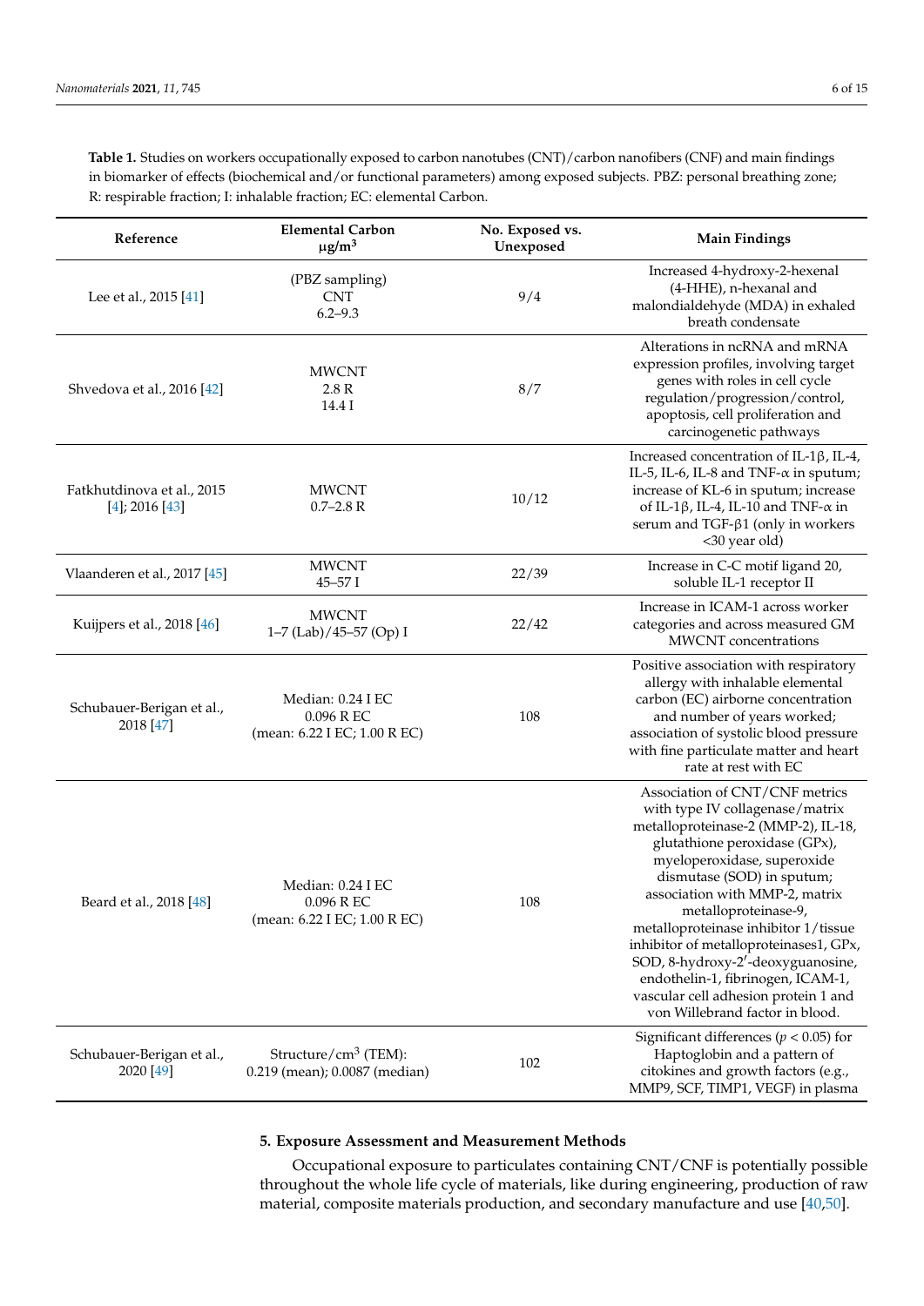**Table 1.** Studies on workers occupationally exposed to carbon nanotubes (CNT)/carbon nanofibers (CNF) and main findings in biomarker of effects (biochemical and/or functional parameters) among exposed subjects. PBZ: personal breathing zone; R: respirable fraction; I: inhalable fraction; EC: elemental Carbon.

| Reference | Elemental Carbon μg/m$^3$ | No. Exposed vs. Unexposed | Main Findings |
|---|---|---|---|
| Lee et al., 2015 [41] | (PBZ sampling) CNT 6.2–9.3 | 9/4 | Increased 4-hydroxy-2-hexenal (4-HHE), n-hexanal and malondialdehyde (MDA) in exhaled breath condensate |
| Shvedova et al., 2016 [42] | MWCNT 2.8 R 14.4 I | 8/7 | Alterations in ncRNA and mRNA expression profiles, involving target genes with roles in cell cycle regulation/progression/control, apoptosis, cell proliferation and carcinogenetic pathways |
| Fatkhutdinova et al., 2015 [4]; 2016 [43] | MWCNT 0.7–2.8 R | 10/12 | Increased concentration of IL-1β, IL-4, IL-5, IL-6, IL-8 and TNF-α in sputum; increase of KL-6 in sputum; increase of IL-1β, IL-4, IL-10 and TNF-α in serum and TGF-β1 (only in workers <30 year old) |
| Vlaanderen et al., 2017 [45] | MWCNT 45–57 I | 22/39 | Increase in C-C motif ligand 20, soluble IL-1 receptor II |
| Kuijpers et al., 2018 [46] | MWCNT 1–7 (Lab)/45–57 (Op) I | 22/42 | Increase in ICAM-1 across worker categories and across measured GM MWCNT concentrations |
| Schubauer-Berigan et al., 2018 [47] | Median: 0.24 I EC 0.096 R EC (mean: 6.22 I EC; 1.00 R EC) | 108 | Positive association with respiratory allergy with inhalable elemental carbon (EC) airborne concentration and number of years worked; association of systolic blood pressure with fine particulate matter and heart rate at rest with EC |
| Beard et al., 2018 [48] | Median: 0.24 I EC 0.096 R EC (mean: 6.22 I EC; 1.00 R EC) | 108 | Association of CNT/CNF metrics with type IV collagenase/matrix metalloproteinase-2 (MMP-2), IL-18, glutathione peroxidase (GPx), myeloperoxidase, superoxide dismutase (SOD) in sputum; association with MMP-2, matrix metalloproteinase-9, metalloproteinase inhibitor 1/tissue inhibitor of metalloproteinases1, GPx, SOD, 8-hydroxy-2′-deoxyguanosine, endothelin-1, fibrinogen, ICAM-1, vascular cell adhesion protein 1 and von Willebrand factor in blood. |
| Schubauer-Berigan et al., 2020 [49] | Structure/cm$^3$ (TEM): 0.219 (mean); 0.0087 (median) | 102 | Significant differences ($p < 0.05$) for Haptoglobin and a pattern of citokines and growth factors (e.g., MMP9, SCF, TIMP1, VEGF) in plasma |

## 5. Exposure Assessment and Measurement Methods

Occupational exposure to particulates containing CNT/CNF is potentially possible throughout the whole life cycle of materials, like during engineering, production of raw material, composite materials production, and secondary manufacture and use [40,50].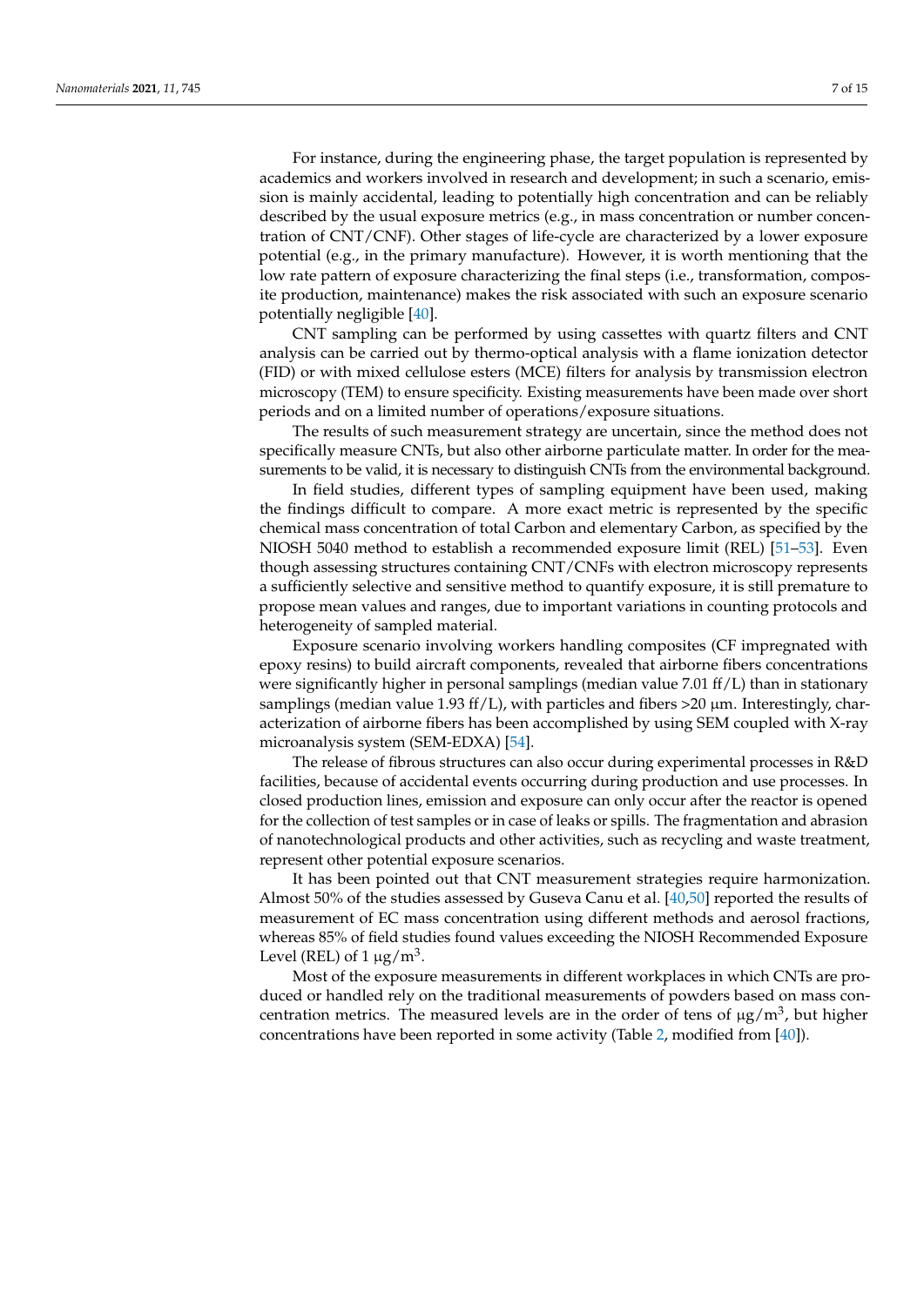For instance, during the engineering phase, the target population is represented by academics and workers involved in research and development; in such a scenario, emission is mainly accidental, leading to potentially high concentration and can be reliably described by the usual exposure metrics (e.g., in mass concentration or number concentration of CNT/CNF). Other stages of life-cycle are characterized by a lower exposure potential (e.g., in the primary manufacture). However, it is worth mentioning that the low rate pattern of exposure characterizing the final steps (i.e., transformation, composite production, maintenance) makes the risk associated with such an exposure scenario potentially negligible [40].

CNT sampling can be performed by using cassettes with quartz filters and CNT analysis can be carried out by thermo-optical analysis with a flame ionization detector (FID) or with mixed cellulose esters (MCE) filters for analysis by transmission electron microscopy (TEM) to ensure specificity. Existing measurements have been made over short periods and on a limited number of operations/exposure situations.

The results of such measurement strategy are uncertain, since the method does not specifically measure CNTs, but also other airborne particulate matter. In order for the measurements to be valid, it is necessary to distinguish CNTs from the environmental background.

In field studies, different types of sampling equipment have been used, making the findings difficult to compare. A more exact metric is represented by the specific chemical mass concentration of total Carbon and elementary Carbon, as specified by the NIOSH 5040 method to establish a recommended exposure limit (REL) [51–53]. Even though assessing structures containing CNT/CNFs with electron microscopy represents a sufficiently selective and sensitive method to quantify exposure, it is still premature to propose mean values and ranges, due to important variations in counting protocols and heterogeneity of sampled material.

Exposure scenario involving workers handling composites (CF impregnated with epoxy resins) to build aircraft components, revealed that airborne fibers concentrations were significantly higher in personal samplings (median value 7.01 ff/L) than in stationary samplings (median value 1.93 ff/L), with particles and fibers >20 µm. Interestingly, characterization of airborne fibers has been accomplished by using SEM coupled with X-ray microanalysis system (SEM-EDXA) [54].

The release of fibrous structures can also occur during experimental processes in R&D facilities, because of accidental events occurring during production and use processes. In closed production lines, emission and exposure can only occur after the reactor is opened for the collection of test samples or in case of leaks or spills. The fragmentation and abrasion of nanotechnological products and other activities, such as recycling and waste treatment, represent other potential exposure scenarios.

It has been pointed out that CNT measurement strategies require harmonization. Almost 50% of the studies assessed by Guseva Canu et al. [40,50] reported the results of measurement of EC mass concentration using different methods and aerosol fractions, whereas 85% of field studies found values exceeding the NIOSH Recommended Exposure Level (REL) of 1 $\mu g/m^3$.

Most of the exposure measurements in different workplaces in which CNTs are produced or handled rely on the traditional measurements of powders based on mass concentration metrics. The measured levels are in the order of tens of $\mu g/m^3$, but higher concentrations have been reported in some activity (Table 2, modified from [40]).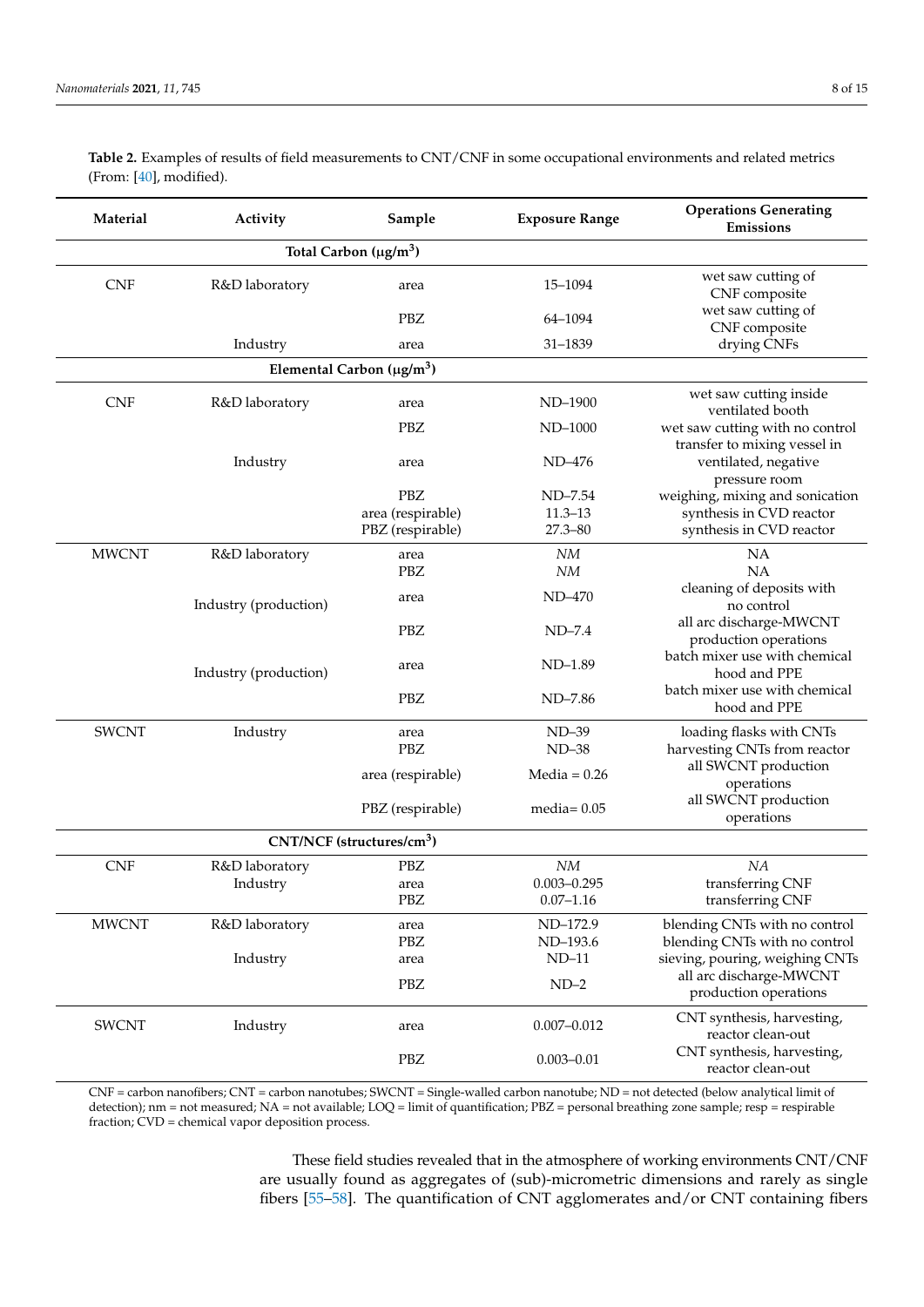**Table 2.** Examples of results of field measurements to CNT/CNF in some occupational environments and related metrics (From: [40], modified).

| Material | Activity | Sample | Exposure Range | Operations Generating Emissions |
|---|---|---|---|---|
| | | **Total Carbon (μg/m$^3$)** | | |
| CNF | R&D laboratory | area | 15–1094 | wet saw cutting of CNF composite |
| | | PBZ | 64–1094 | wet saw cutting of CNF composite |
| | Industry | area | 31–1839 | drying CNFs |
| | | **Elemental Carbon (μg/m$^3$)** | | |
| CNF | R&D laboratory | area | ND–1900 | wet saw cutting inside ventilated booth |
| | | PBZ | ND–1000 | wet saw cutting with no control |
| | Industry | area | ND–476 | transfer to mixing vessel in ventilated, negative pressure room |
| | | PBZ | ND–7.54 | weighing, mixing and sonication |
| | | area (respirable) | 11.3–13 | synthesis in CVD reactor |
| | | PBZ (respirable) | 27.3–80 | synthesis in CVD reactor |
| MWCNT | R&D laboratory | area | *NM* | NA |
| | | PBZ | *NM* | NA |
| | Industry (production) | area | ND–470 | cleaning of deposits with no control |
| | | PBZ | ND–7.4 | all arc discharge-MWCNT production operations |
| | Industry (production) | area | ND–1.89 | batch mixer use with chemical hood and PPE |
| | | PBZ | ND–7.86 | batch mixer use with chemical hood and PPE |
| SWCNT | Industry | area | ND–39 | loading flasks with CNTs |
| | | PBZ | ND–38 | harvesting CNTs from reactor |
| | | area (respirable) | Media = 0.26 | all SWCNT production operations |
| | | PBZ (respirable) | media= 0.05 | all SWCNT production operations |
| | | **CNT/NCF (structures/cm$^3$)** | | |
| CNF | R&D laboratory | PBZ | *NM* | *NA* |
| | Industry | area | 0.003–0.295 | transferring CNF |
| | | PBZ | 0.07–1.16 | transferring CNF |
| MWCNT | R&D laboratory | area | ND–172.9 | blending CNTs with no control |
| | | PBZ | ND–193.6 | blending CNTs with no control |
| | Industry | area | ND–11 | sieving, pouring, weighing CNTs |
| | | PBZ | ND–2 | all arc discharge-MWCNT production operations |
| SWCNT | Industry | area | 0.007–0.012 | CNT synthesis, harvesting, reactor clean-out |
| | | PBZ | 0.003–0.01 | CNT synthesis, harvesting, reactor clean-out |

CNF = carbon nanofibers; CNT = carbon nanotubes; SWCNT = Single-walled carbon nanotube; ND = not detected (below analytical limit of detection); nm = not measured; NA = not available; LOQ = limit of quantification; PBZ = personal breathing zone sample; resp = respirable fraction; CVD = chemical vapor deposition process.

These field studies revealed that in the atmosphere of working environments CNT/CNF are usually found as aggregates of (sub)-micrometric dimensions and rarely as single fibers [55–58]. The quantification of CNT agglomerates and/or CNT containing fibers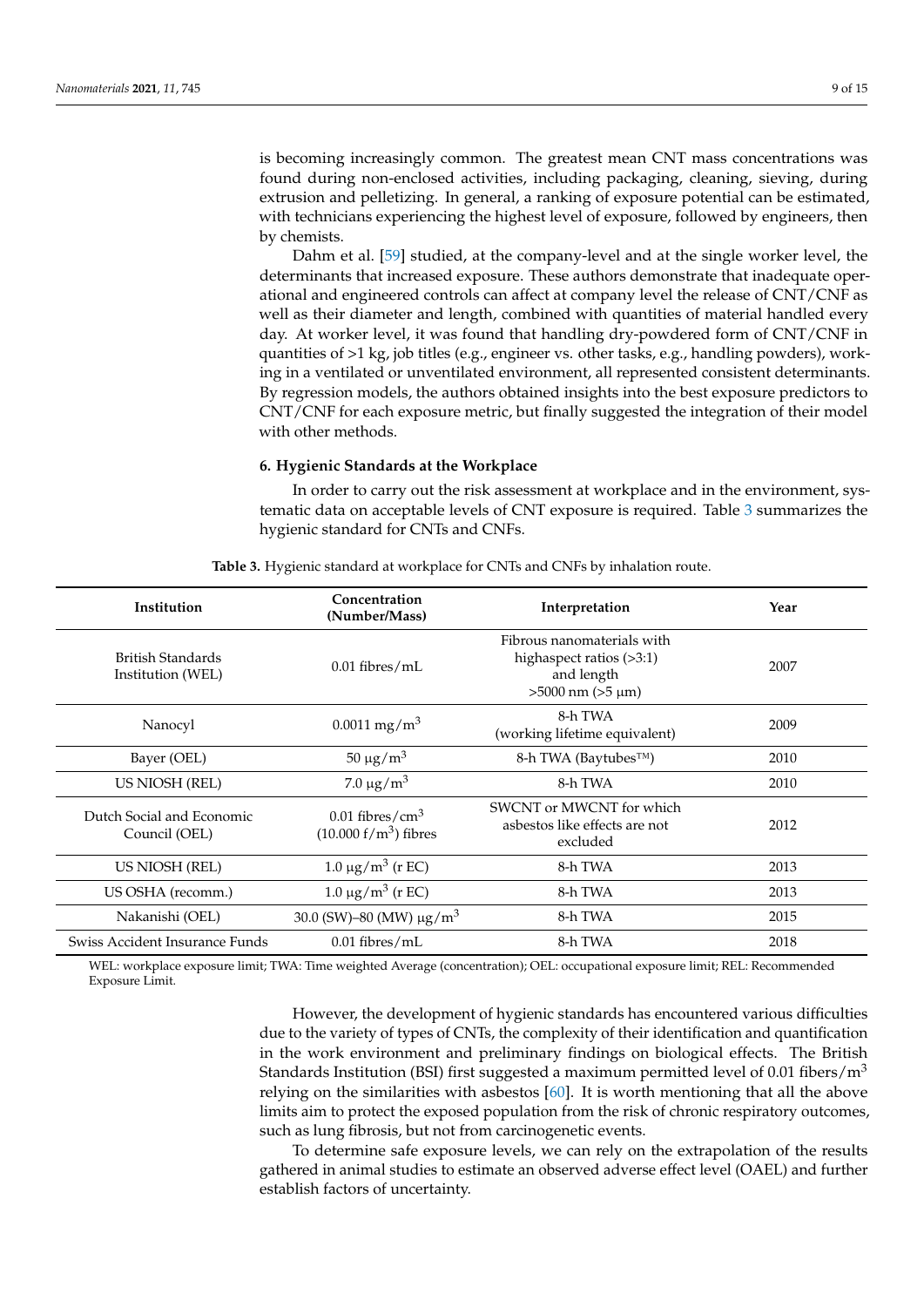is becoming increasingly common. The greatest mean CNT mass concentrations was found during non-enclosed activities, including packaging, cleaning, sieving, during extrusion and pelletizing. In general, a ranking of exposure potential can be estimated, with technicians experiencing the highest level of exposure, followed by engineers, then by chemists.

Dahm et al. [59] studied, at the company-level and at the single worker level, the determinants that increased exposure. These authors demonstrate that inadequate operational and engineered controls can affect at company level the release of CNT/CNF as well as their diameter and length, combined with quantities of material handled every day. At worker level, it was found that handling dry-powdered form of CNT/CNF in quantities of >1 kg, job titles (e.g., engineer vs. other tasks, e.g., handling powders), working in a ventilated or unventilated environment, all represented consistent determinants. By regression models, the authors obtained insights into the best exposure predictors to CNT/CNF for each exposure metric, but finally suggested the integration of their model with other methods.

## 6. Hygienic Standards at the Workplace

In order to carry out the risk assessment at workplace and in the environment, systematic data on acceptable levels of CNT exposure is required. Table 3 summarizes the hygienic standard for CNTs and CNFs.

**Table 3.** Hygienic standard at workplace for CNTs and CNFs by inhalation route.

| Institution | Concentration (Number/Mass) | Interpretation | Year |
|---|---|---|---|
| British Standards Institution (WEL) | 0.01 fibres/mL | Fibrous nanomaterials with highaspect ratios (>3:1) and length >5000 nm (>5 μm) | 2007 |
| Nanocyl | 0.0011 mg/m$^3$ | 8-h TWA (working lifetime equivalent) | 2009 |
| Bayer (OEL) | 50 μg/m$^3$ | 8-h TWA (Baytubes™) | 2010 |
| US NIOSH (REL) | 7.0 μg/m$^3$ | 8-h TWA | 2010 |
| Dutch Social and Economic Council (OEL) | 0.01 fibres/cm$^3$ (10.000 f/m$^3$) fibres | SWCNT or MWCNT for which asbestos like effects are not excluded | 2012 |
| US NIOSH (REL) | 1.0 μg/m$^3$ (r EC) | 8-h TWA | 2013 |
| US OSHA (recomm.) | 1.0 μg/m$^3$ (r EC) | 8-h TWA | 2013 |
| Nakanishi (OEL) | 30.0 (SW)–80 (MW) μg/m$^3$ | 8-h TWA | 2015 |
| Swiss Accident Insurance Funds | 0.01 fibres/mL | 8-h TWA | 2018 |

WEL: workplace exposure limit; TWA: Time weighted Average (concentration); OEL: occupational exposure limit; REL: Recommended Exposure Limit.

However, the development of hygienic standards has encountered various difficulties due to the variety of types of CNTs, the complexity of their identification and quantification in the work environment and preliminary findings on biological effects. The British Standards Institution (BSI) first suggested a maximum permitted level of 0.01 fibers/m$^3$ relying on the similarities with asbestos [60]. It is worth mentioning that all the above limits aim to protect the exposed population from the risk of chronic respiratory outcomes, such as lung fibrosis, but not from carcinogenetic events.

To determine safe exposure levels, we can rely on the extrapolation of the results gathered in animal studies to estimate an observed adverse effect level (OAEL) and further establish factors of uncertainty.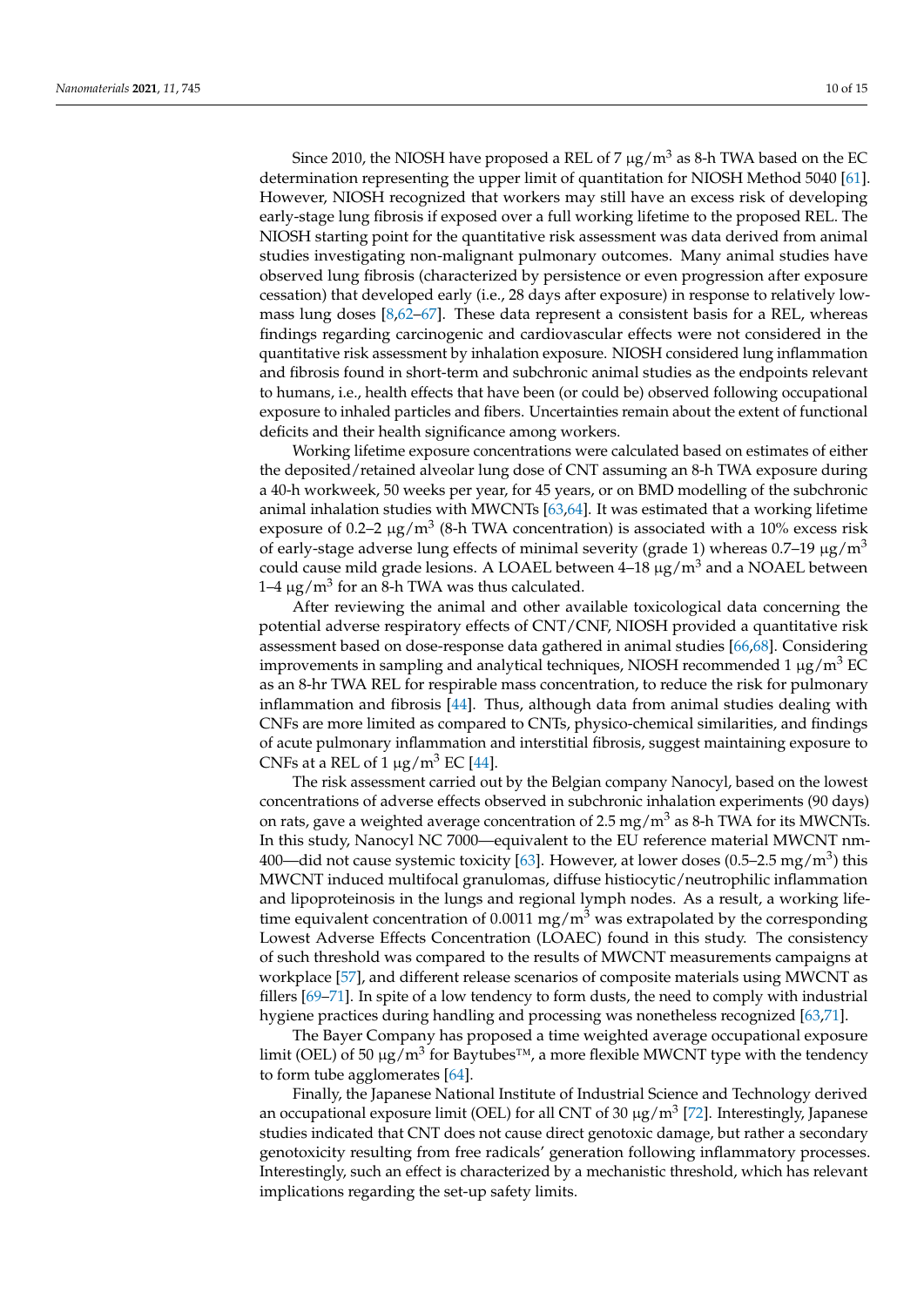Since 2010, the NIOSH have proposed a REL of 7 μg/m$^3$ as 8-h TWA based on the EC determination representing the upper limit of quantitation for NIOSH Method 5040 [61]. However, NIOSH recognized that workers may still have an excess risk of developing early-stage lung fibrosis if exposed over a full working lifetime to the proposed REL. The NIOSH starting point for the quantitative risk assessment was data derived from animal studies investigating non-malignant pulmonary outcomes. Many animal studies have observed lung fibrosis (characterized by persistence or even progression after exposure cessation) that developed early (i.e., 28 days after exposure) in response to relatively low-mass lung doses [8,62–67]. These data represent a consistent basis for a REL, whereas findings regarding carcinogenic and cardiovascular effects were not considered in the quantitative risk assessment by inhalation exposure. NIOSH considered lung inflammation and fibrosis found in short-term and subchronic animal studies as the endpoints relevant to humans, i.e., health effects that have been (or could be) observed following occupational exposure to inhaled particles and fibers. Uncertainties remain about the extent of functional deficits and their health significance among workers.

Working lifetime exposure concentrations were calculated based on estimates of either the deposited/retained alveolar lung dose of CNT assuming an 8-h TWA exposure during a 40-h workweek, 50 weeks per year, for 45 years, or on BMD modelling of the subchronic animal inhalation studies with MWCNTs [63,64]. It was estimated that a working lifetime exposure of 0.2–2 μg/m$^3$ (8-h TWA concentration) is associated with a 10% excess risk of early-stage adverse lung effects of minimal severity (grade 1) whereas 0.7–19 μg/m$^3$ could cause mild grade lesions. A LOAEL between 4–18 μg/m$^3$ and a NOAEL between 1–4 μg/m$^3$ for an 8-h TWA was thus calculated.

After reviewing the animal and other available toxicological data concerning the potential adverse respiratory effects of CNT/CNF, NIOSH provided a quantitative risk assessment based on dose-response data gathered in animal studies [66,68]. Considering improvements in sampling and analytical techniques, NIOSH recommended 1 μg/m$^3$ EC as an 8-hr TWA REL for respirable mass concentration, to reduce the risk for pulmonary inflammation and fibrosis [44]. Thus, although data from animal studies dealing with CNFs are more limited as compared to CNTs, physico-chemical similarities, and findings of acute pulmonary inflammation and interstitial fibrosis, suggest maintaining exposure to CNFs at a REL of 1 μg/m$^3$ EC [44].

The risk assessment carried out by the Belgian company Nanocyl, based on the lowest concentrations of adverse effects observed in subchronic inhalation experiments (90 days) on rats, gave a weighted average concentration of 2.5 mg/m$^3$ as 8-h TWA for its MWCNTs. In this study, Nanocyl NC 7000—equivalent to the EU reference material MWCNT nm-400—did not cause systemic toxicity [63]. However, at lower doses (0.5–2.5 mg/m$^3$) this MWCNT induced multifocal granulomas, diffuse histiocytic/neutrophilic inflammation and lipoproteinosis in the lungs and regional lymph nodes. As a result, a working lifetime equivalent concentration of 0.0011 mg/m$^3$ was extrapolated by the corresponding Lowest Adverse Effects Concentration (LOAEC) found in this study. The consistency of such threshold was compared to the results of MWCNT measurements campaigns at workplace [57], and different release scenarios of composite materials using MWCNT as fillers [69–71]. In spite of a low tendency to form dusts, the need to comply with industrial hygiene practices during handling and processing was nonetheless recognized [63,71].

The Bayer Company has proposed a time weighted average occupational exposure limit (OEL) of 50 μg/m$^3$ for Baytubes™, a more flexible MWCNT type with the tendency to form tube agglomerates [64].

Finally, the Japanese National Institute of Industrial Science and Technology derived an occupational exposure limit (OEL) for all CNT of 30 μg/m$^3$ [72]. Interestingly, Japanese studies indicated that CNT does not cause direct genotoxic damage, but rather a secondary genotoxicity resulting from free radicals' generation following inflammatory processes. Interestingly, such an effect is characterized by a mechanistic threshold, which has relevant implications regarding the set-up safety limits.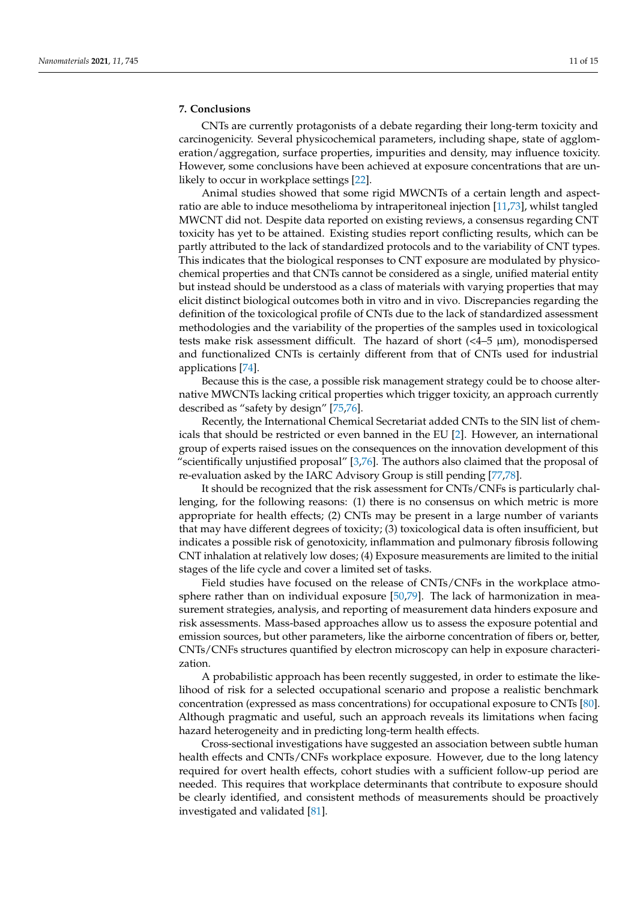## 7. Conclusions

CNTs are currently protagonists of a debate regarding their long-term toxicity and carcinogenicity. Several physicochemical parameters, including shape, state of agglomeration/aggregation, surface properties, impurities and density, may influence toxicity. However, some conclusions have been achieved at exposure concentrations that are unlikely to occur in workplace settings [22].

Animal studies showed that some rigid MWCNTs of a certain length and aspect-ratio are able to induce mesothelioma by intraperitoneal injection [11,73], whilst tangled MWCNT did not. Despite data reported on existing reviews, a consensus regarding CNT toxicity has yet to be attained. Existing studies report conflicting results, which can be partly attributed to the lack of standardized protocols and to the variability of CNT types. This indicates that the biological responses to CNT exposure are modulated by physicochemical properties and that CNTs cannot be considered as a single, unified material entity but instead should be understood as a class of materials with varying properties that may elicit distinct biological outcomes both in vitro and in vivo. Discrepancies regarding the definition of the toxicological profile of CNTs due to the lack of standardized assessment methodologies and the variability of the properties of the samples used in toxicological tests make risk assessment difficult. The hazard of short (<4–5 μm), monodispersed and functionalized CNTs is certainly different from that of CNTs used for industrial applications [74].

Because this is the case, a possible risk management strategy could be to choose alternative MWCNTs lacking critical properties which trigger toxicity, an approach currently described as "safety by design" [75,76].

Recently, the International Chemical Secretariat added CNTs to the SIN list of chemicals that should be restricted or even banned in the EU [2]. However, an international group of experts raised issues on the consequences on the innovation development of this "scientifically unjustified proposal" [3,76]. The authors also claimed that the proposal of re-evaluation asked by the IARC Advisory Group is still pending [77,78].

It should be recognized that the risk assessment for CNTs/CNFs is particularly challenging, for the following reasons: (1) there is no consensus on which metric is more appropriate for health effects; (2) CNTs may be present in a large number of variants that may have different degrees of toxicity; (3) toxicological data is often insufficient, but indicates a possible risk of genotoxicity, inflammation and pulmonary fibrosis following CNT inhalation at relatively low doses; (4) Exposure measurements are limited to the initial stages of the life cycle and cover a limited set of tasks.

Field studies have focused on the release of CNTs/CNFs in the workplace atmosphere rather than on individual exposure [50,79]. The lack of harmonization in measurement strategies, analysis, and reporting of measurement data hinders exposure and risk assessments. Mass-based approaches allow us to assess the exposure potential and emission sources, but other parameters, like the airborne concentration of fibers or, better, CNTs/CNFs structures quantified by electron microscopy can help in exposure characterization.

A probabilistic approach has been recently suggested, in order to estimate the likelihood of risk for a selected occupational scenario and propose a realistic benchmark concentration (expressed as mass concentrations) for occupational exposure to CNTs [80]. Although pragmatic and useful, such an approach reveals its limitations when facing hazard heterogeneity and in predicting long-term health effects.

Cross-sectional investigations have suggested an association between subtle human health effects and CNTs/CNFs workplace exposure. However, due to the long latency required for overt health effects, cohort studies with a sufficient follow-up period are needed. This requires that workplace determinants that contribute to exposure should be clearly identified, and consistent methods of measurements should be proactively investigated and validated [81].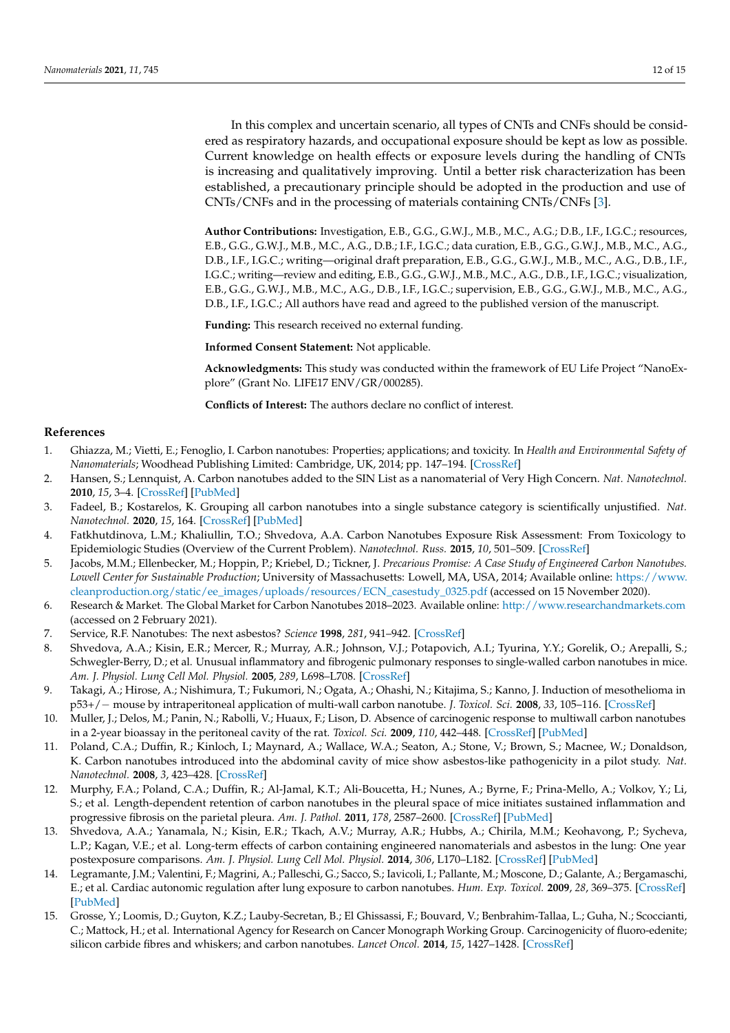In this complex and uncertain scenario, all types of CNTs and CNFs should be considered as respiratory hazards, and occupational exposure should be kept as low as possible. Current knowledge on health effects or exposure levels during the handling of CNTs is increasing and qualitatively improving. Until a better risk characterization has been established, a precautionary principle should be adopted in the production and use of CNTs/CNFs and in the processing of materials containing CNTs/CNFs [3].

**Author Contributions:** Investigation, E.B., G.G., G.W.J., M.B., M.C., A.G.; D.B., I.F., I.G.C.; resources, E.B., G.G., G.W.J., M.B., M.C., A.G., D.B.; I.F., I.G.C.; data curation, E.B., G.G., G.W.J., M.B., M.C., A.G., D.B., I.F., I.G.C.; writing—original draft preparation, E.B., G.G., G.W.J., M.B., M.C., A.G., D.B., I.F., I.G.C.; writing—review and editing, E.B., G.G., G.W.J., M.B., M.C., A.G., D.B., I.F., I.G.C.; visualization, E.B., G.G., G.W.J., M.B., M.C., A.G., D.B., I.F., I.G.C.; supervision, E.B., G.G., G.W.J., M.B., M.C., A.G., D.B., I.F., I.G.C.; All authors have read and agreed to the published version of the manuscript.

**Funding:** This research received no external funding.

**Informed Consent Statement:** Not applicable.

**Acknowledgments:** This study was conducted within the framework of EU Life Project "NanoExplore" (Grant No. LIFE17 ENV/GR/000285).

**Conflicts of Interest:** The authors declare no conflict of interest.

## References

1. Ghiazza, M.; Vietti, E.; Fenoglio, I. Carbon nanotubes: Properties; applications; and toxicity. In *Health and Environmental Safety of Nanomaterials*; Woodhead Publishing Limited: Cambridge, UK, 2014; pp. 147–194. [CrossRef]
2. Hansen, S.; Lennquist, A. Carbon nanotubes added to the SIN List as a nanomaterial of Very High Concern. *Nat. Nanotechnol.* **2010**, *15*, 3–4. [CrossRef] [PubMed]
3. Fadeel, B.; Kostarelos, K. Grouping all carbon nanotubes into a single substance category is scientifically unjustified. *Nat. Nanotechnol.* **2020**, *15*, 164. [CrossRef] [PubMed]
4. Fatkhutdinova, L.M.; Khaliullin, T.O.; Shvedova, A.A. Carbon Nanotubes Exposure Risk Assessment: From Toxicology to Epidemiologic Studies (Overview of the Current Problem). *Nanotechnol. Russ.* **2015**, *10*, 501–509. [CrossRef]
5. Jacobs, M.M.; Ellenbecker, M.; Hoppin, P.; Kriebel, D.; Tickner, J. *Precarious Promise: A Case Study of Engineered Carbon Nanotubes. Lowell Center for Sustainable Production*; University of Massachusetts: Lowell, MA, USA, 2014; Available online: https://www.cleanproduction.org/static/ee_images/uploads/resources/ECN_casestudy_0325.pdf (accessed on 15 November 2020).
6. Research & Market. The Global Market for Carbon Nanotubes 2018–2023. Available online: http://www.researchandmarkets.com (accessed on 2 February 2021).
7. Service, R.F. Nanotubes: The next asbestos? *Science* **1998**, *281*, 941–942. [CrossRef]
8. Shvedova, A.A.; Kisin, E.R.; Mercer, R.; Murray, A.R.; Johnson, V.J.; Potapovich, A.I.; Tyurina, Y.Y.; Gorelik, O.; Arepalli, S.; Schwegler-Berry, D.; et al. Unusual inflammatory and fibrogenic pulmonary responses to single-walled carbon nanotubes in mice. *Am. J. Physiol. Lung Cell Mol. Physiol.* **2005**, *289*, L698–L708. [CrossRef]
9. Takagi, A.; Hirose, A.; Nishimura, T.; Fukumori, N.; Ogata, A.; Ohashi, N.; Kitajima, S.; Kanno, J. Induction of mesothelioma in p53+/− mouse by intraperitoneal application of multi-wall carbon nanotube. *J. Toxicol. Sci.* **2008**, *33*, 105–116. [CrossRef]
10. Muller, J.; Delos, M.; Panin, N.; Rabolli, V.; Huaux, F.; Lison, D. Absence of carcinogenic response to multiwall carbon nanotubes in a 2-year bioassay in the peritoneal cavity of the rat. *Toxicol. Sci.* **2009**, *110*, 442–448. [CrossRef] [PubMed]
11. Poland, C.A.; Duffin, R.; Kinloch, I.; Maynard, A.; Wallace, W.A.; Seaton, A.; Stone, V.; Brown, S.; Macnee, W.; Donaldson, K. Carbon nanotubes introduced into the abdominal cavity of mice show asbestos-like pathogenicity in a pilot study. *Nat. Nanotechnol.* **2008**, *3*, 423–428. [CrossRef]
12. Murphy, F.A.; Poland, C.A.; Duffin, R.; Al-Jamal, K.T.; Ali-Boucetta, H.; Nunes, A.; Byrne, F.; Prina-Mello, A.; Volkov, Y.; Li, S.; et al. Length-dependent retention of carbon nanotubes in the pleural space of mice initiates sustained inflammation and progressive fibrosis on the parietal pleura. *Am. J. Pathol.* **2011**, *178*, 2587–2600. [CrossRef] [PubMed]
13. Shvedova, A.A.; Yanamala, N.; Kisin, E.R.; Tkach, A.V.; Murray, A.R.; Hubbs, A.; Chirila, M.M.; Keohavong, P.; Sycheva, L.P.; Kagan, V.E.; et al. Long-term effects of carbon containing engineered nanomaterials and asbestos in the lung: One year postexposure comparisons. *Am. J. Physiol. Lung Cell Mol. Physiol.* **2014**, *306*, L170–L182. [CrossRef] [PubMed]
14. Legramante, J.M.; Valentini, F.; Magrini, A.; Palleschi, G.; Sacco, S.; Iavicoli, I.; Pallante, M.; Moscone, D.; Galante, A.; Bergamaschi, E.; et al. Cardiac autonomic regulation after lung exposure to carbon nanotubes. *Hum. Exp. Toxicol.* **2009**, *28*, 369–375. [CrossRef] [PubMed]
15. Grosse, Y.; Loomis, D.; Guyton, K.Z.; Lauby-Secretan, B.; El Ghissassi, F.; Bouvard, V.; Benbrahim-Tallaa, L.; Guha, N.; Scoccianti, C.; Mattock, H.; et al. International Agency for Research on Cancer Monograph Working Group. Carcinogenicity of fluoro-edenite; silicon carbide fibres and whiskers; and carbon nanotubes. *Lancet Oncol.* **2014**, *15*, 1427–1428. [CrossRef]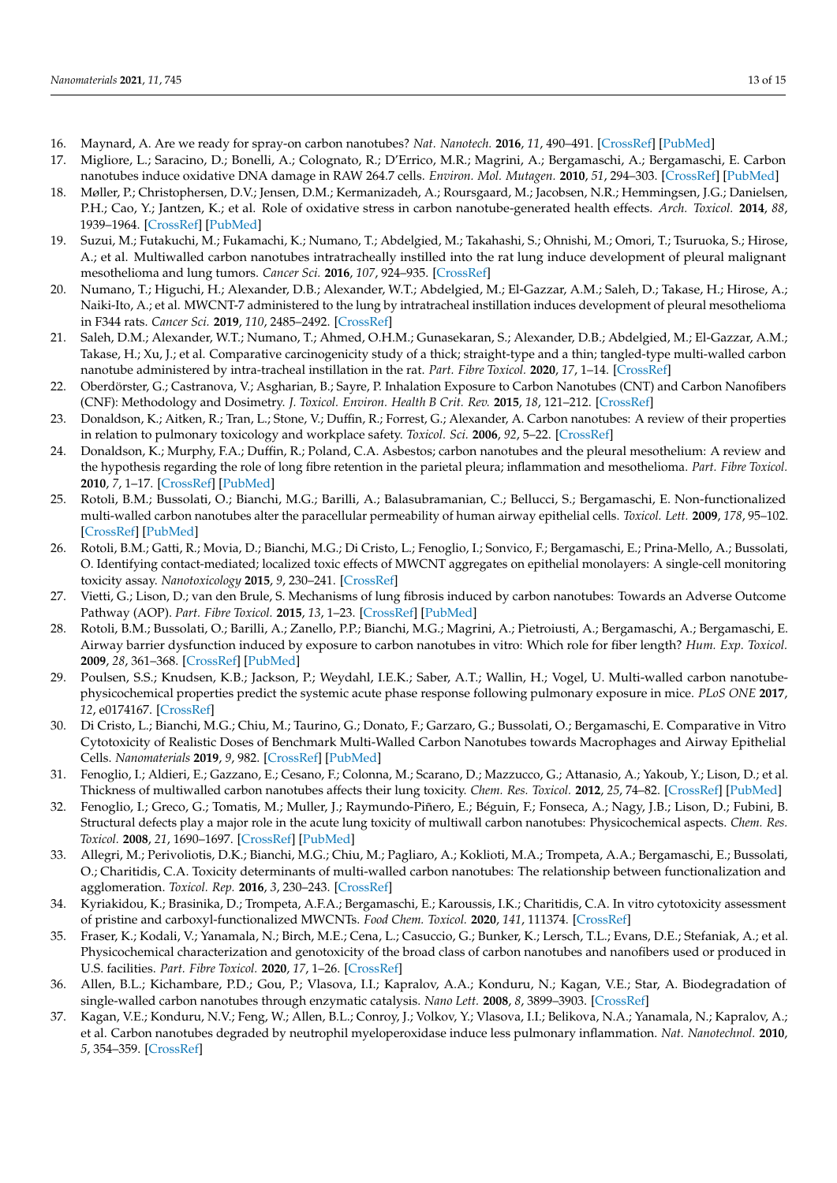16. Maynard, A. Are we ready for spray-on carbon nanotubes? *Nat. Nanotech.* **2016**, *11*, 490–491. [CrossRef] [PubMed]
17. Migliore, L.; Saracino, D.; Bonelli, A.; Colognato, R.; D'Errico, M.R.; Magrini, A.; Bergamaschi, A.; Bergamaschi, E. Carbon nanotubes induce oxidative DNA damage in RAW 264.7 cells. *Environ. Mol. Mutagen.* **2010**, *51*, 294–303. [CrossRef] [PubMed]
18. Møller, P.; Christophersen, D.V.; Jensen, D.M.; Kermanizadeh, A.; Roursgaard, M.; Jacobsen, N.R.; Hemmingsen, J.G.; Danielsen, P.H.; Cao, Y.; Jantzen, K.; et al. Role of oxidative stress in carbon nanotube-generated health effects. *Arch. Toxicol.* **2014**, *88*, 1939–1964. [CrossRef] [PubMed]
19. Suzui, M.; Futakuchi, M.; Fukamachi, K.; Numano, T.; Abdelgied, M.; Takahashi, S.; Ohnishi, M.; Omori, T.; Tsuruoka, S.; Hirose, A.; et al. Multiwalled carbon nanotubes intratracheally instilled into the rat lung induce development of pleural malignant mesothelioma and lung tumors. *Cancer Sci.* **2016**, *107*, 924–935. [CrossRef]
20. Numano, T.; Higuchi, H.; Alexander, D.B.; Alexander, W.T.; Abdelgied, M.; El-Gazzar, A.M.; Saleh, D.; Takase, H.; Hirose, A.; Naiki-Ito, A.; et al. MWCNT-7 administered to the lung by intratracheal instillation induces development of pleural mesothelioma in F344 rats. *Cancer Sci.* **2019**, *110*, 2485–2492. [CrossRef]
21. Saleh, D.M.; Alexander, W.T.; Numano, T.; Ahmed, O.H.M.; Gunasekaran, S.; Alexander, D.B.; Abdelgied, M.; El-Gazzar, A.M.; Takase, H.; Xu, J.; et al. Comparative carcinogenicity study of a thick; straight-type and a thin; tangled-type multi-walled carbon nanotube administered by intra-tracheal instillation in the rat. *Part. Fibre Toxicol.* **2020**, *17*, 1–14. [CrossRef]
22. Oberdörster, G.; Castranova, V.; Asgharian, B.; Sayre, P. Inhalation Exposure to Carbon Nanotubes (CNT) and Carbon Nanofibers (CNF): Methodology and Dosimetry. *J. Toxicol. Environ. Health B Crit. Rev.* **2015**, *18*, 121–212. [CrossRef]
23. Donaldson, K.; Aitken, R.; Tran, L.; Stone, V.; Duffin, R.; Forrest, G.; Alexander, A. Carbon nanotubes: A review of their properties in relation to pulmonary toxicology and workplace safety. *Toxicol. Sci.* **2006**, *92*, 5–22. [CrossRef]
24. Donaldson, K.; Murphy, F.A.; Duffin, R.; Poland, C.A. Asbestos; carbon nanotubes and the pleural mesothelium: A review and the hypothesis regarding the role of long fibre retention in the parietal pleura; inflammation and mesothelioma. *Part. Fibre Toxicol.* **2010**, *7*, 1–17. [CrossRef] [PubMed]
25. Rotoli, B.M.; Bussolati, O.; Bianchi, M.G.; Barilli, A.; Balasubramanian, C.; Bellucci, S.; Bergamaschi, E. Non-functionalized multi-walled carbon nanotubes alter the paracellular permeability of human airway epithelial cells. *Toxicol. Lett.* **2009**, *178*, 95–102. [CrossRef] [PubMed]
26. Rotoli, B.M.; Gatti, R.; Movia, D.; Bianchi, M.G.; Di Cristo, L.; Fenoglio, I.; Sonvico, F.; Bergamaschi, E.; Prina-Mello, A.; Bussolati, O. Identifying contact-mediated; localized toxic effects of MWCNT aggregates on epithelial monolayers: A single-cell monitoring toxicity assay. *Nanotoxicology* **2015**, *9*, 230–241. [CrossRef]
27. Vietti, G.; Lison, D.; van den Brule, S. Mechanisms of lung fibrosis induced by carbon nanotubes: Towards an Adverse Outcome Pathway (AOP). *Part. Fibre Toxicol.* **2015**, *13*, 1–23. [CrossRef] [PubMed]
28. Rotoli, B.M.; Bussolati, O.; Barilli, A.; Zanello, P.P.; Bianchi, M.G.; Magrini, A.; Pietroiusti, A.; Bergamaschi, A.; Bergamaschi, E. Airway barrier dysfunction induced by exposure to carbon nanotubes in vitro: Which role for fiber length? *Hum. Exp. Toxicol.* **2009**, *28*, 361–368. [CrossRef] [PubMed]
29. Poulsen, S.S.; Knudsen, K.B.; Jackson, P.; Weydahl, I.E.K.; Saber, A.T.; Wallin, H.; Vogel, U. Multi-walled carbon nanotube-physicochemical properties predict the systemic acute phase response following pulmonary exposure in mice. *PLoS ONE* **2017**, *12*, e0174167. [CrossRef]
30. Di Cristo, L.; Bianchi, M.G.; Chiu, M.; Taurino, G.; Donato, F.; Garzaro, G.; Bussolati, O.; Bergamaschi, E. Comparative in Vitro Cytotoxicity of Realistic Doses of Benchmark Multi-Walled Carbon Nanotubes towards Macrophages and Airway Epithelial Cells. *Nanomaterials* **2019**, *9*, 982. [CrossRef] [PubMed]
31. Fenoglio, I.; Aldieri, E.; Gazzano, E.; Cesano, F.; Colonna, M.; Scarano, D.; Mazzucco, G.; Attanasio, A.; Yakoub, Y.; Lison, D.; et al. Thickness of multiwalled carbon nanotubes affects their lung toxicity. *Chem. Res. Toxicol.* **2012**, *25*, 74–82. [CrossRef] [PubMed]
32. Fenoglio, I.; Greco, G.; Tomatis, M.; Muller, J.; Raymundo-Piñero, E.; Béguin, F.; Fonseca, A.; Nagy, J.B.; Lison, D.; Fubini, B. Structural defects play a major role in the acute lung toxicity of multiwall carbon nanotubes: Physicochemical aspects. *Chem. Res. Toxicol.* **2008**, *21*, 1690–1697. [CrossRef] [PubMed]
33. Allegri, M.; Perivoliotis, D.K.; Bianchi, M.G.; Chiu, M.; Pagliaro, A.; Koklioti, M.A.; Trompeta, A.A.; Bergamaschi, E.; Bussolati, O.; Charitidis, C.A. Toxicity determinants of multi-walled carbon nanotubes: The relationship between functionalization and agglomeration. *Toxicol. Rep.* **2016**, *3*, 230–243. [CrossRef]
34. Kyriakidou, K.; Brasinika, D.; Trompeta, A.F.A.; Bergamaschi, E.; Karoussis, I.K.; Charitidis, C.A. In vitro cytotoxicity assessment of pristine and carboxyl-functionalized MWCNTs. *Food Chem. Toxicol.* **2020**, *141*, 111374. [CrossRef]
35. Fraser, K.; Kodali, V.; Yanamala, N.; Birch, M.E.; Cena, L.; Casuccio, G.; Bunker, K.; Lersch, T.L.; Evans, D.E.; Stefaniak, A.; et al. Physicochemical characterization and genotoxicity of the broad class of carbon nanotubes and nanofibers used or produced in U.S. facilities. *Part. Fibre Toxicol.* **2020**, *17*, 1–26. [CrossRef]
36. Allen, B.L.; Kichambare, P.D.; Gou, P.; Vlasova, I.I.; Kapralov, A.A.; Konduru, N.; Kagan, V.E.; Star, A. Biodegradation of single-walled carbon nanotubes through enzymatic catalysis. *Nano Lett.* **2008**, *8*, 3899–3903. [CrossRef]
37. Kagan, V.E.; Konduru, N.V.; Feng, W.; Allen, B.L.; Conroy, J.; Volkov, Y.; Vlasova, I.I.; Belikova, N.A.; Yanamala, N.; Kapralov, A.; et al. Carbon nanotubes degraded by neutrophil myeloperoxidase induce less pulmonary inflammation. *Nat. Nanotechnol.* **2010**, *5*, 354–359. [CrossRef]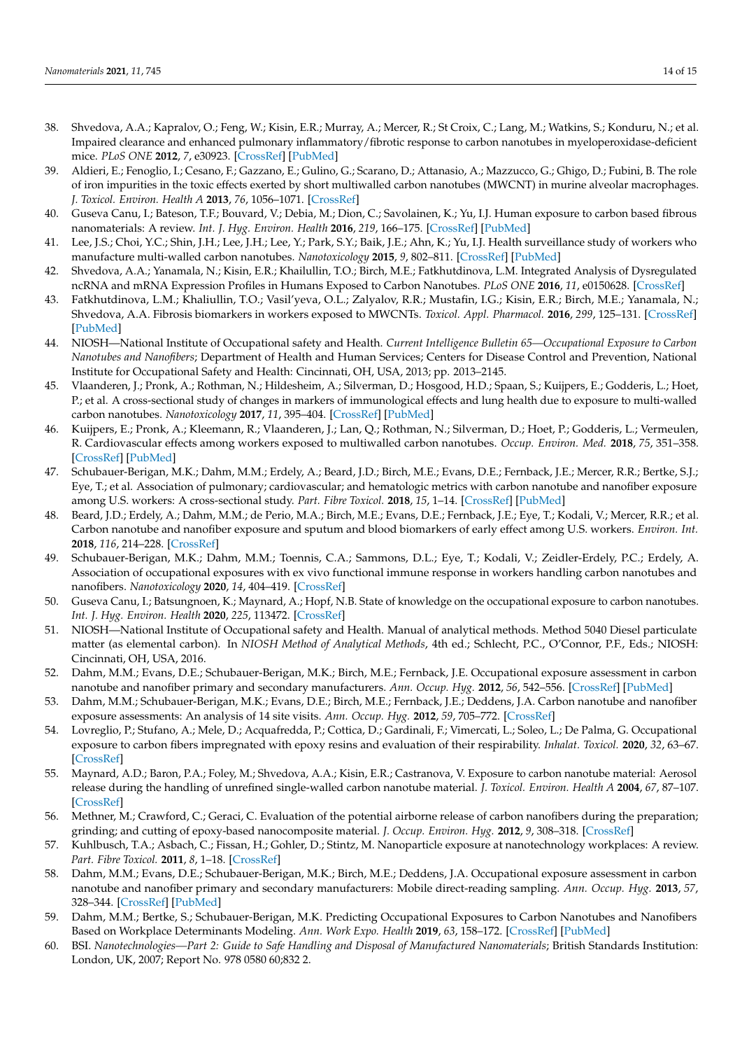38. Shvedova, A.A.; Kapralov, O.; Feng, W.; Kisin, E.R.; Murray, A.; Mercer, R.; St Croix, C.; Lang, M.; Watkins, S.; Konduru, N.; et al. Impaired clearance and enhanced pulmonary inflammatory/fibrotic response to carbon nanotubes in myeloperoxidase-deficient mice. *PLoS ONE* **2012**, *7*, e30923. [CrossRef] [PubMed]
39. Aldieri, E.; Fenoglio, I.; Cesano, F.; Gazzano, E.; Gulino, G.; Scarano, D.; Attanasio, A.; Mazzucco, G.; Ghigo, D.; Fubini, B. The role of iron impurities in the toxic effects exerted by short multiwalled carbon nanotubes (MWCNT) in murine alveolar macrophages. *J. Toxicol. Environ. Health A* **2013**, *76*, 1056–1071. [CrossRef]
40. Guseva Canu, I.; Bateson, T.F.; Bouvard, V.; Debia, M.; Dion, C.; Savolainen, K.; Yu, I.J. Human exposure to carbon based fibrous nanomaterials: A review. *Int. J. Hyg. Environ. Health* **2016**, *219*, 166–175. [CrossRef] [PubMed]
41. Lee, J.S.; Choi, Y.C.; Shin, J.H.; Lee, J.H.; Lee, Y.; Park, S.Y.; Baik, J.E.; Ahn, K.; Yu, I.J. Health surveillance study of workers who manufacture multi-walled carbon nanotubes. *Nanotoxicology* **2015**, *9*, 802–811. [CrossRef] [PubMed]
42. Shvedova, A.A.; Yanamala, N.; Kisin, E.R.; Khailullin, T.O.; Birch, M.E.; Fatkhutdinova, L.M. Integrated Analysis of Dysregulated ncRNA and mRNA Expression Profiles in Humans Exposed to Carbon Nanotubes. *PLoS ONE* **2016**, *11*, e0150628. [CrossRef]
43. Fatkhutdinova, L.M.; Khaliullin, T.O.; Vasil'yeva, O.L.; Zalyalov, R.R.; Mustafin, I.G.; Kisin, E.R.; Birch, M.E.; Yanamala, N.; Shvedova, A.A. Fibrosis biomarkers in workers exposed to MWCNTs. *Toxicol. Appl. Pharmacol.* **2016**, *299*, 125–131. [CrossRef] [PubMed]
44. NIOSH—National Institute of Occupational safety and Health. *Current Intelligence Bulletin 65—Occupational Exposure to Carbon Nanotubes and Nanofibers*; Department of Health and Human Services; Centers for Disease Control and Prevention, National Institute for Occupational Safety and Health: Cincinnati, OH, USA, 2013; pp. 2013–2145.
45. Vlaanderen, J.; Pronk, A.; Rothman, N.; Hildesheim, A.; Silverman, D.; Hosgood, H.D.; Spaan, S.; Kuijpers, E.; Godderis, L.; Hoet, P.; et al. A cross-sectional study of changes in markers of immunological effects and lung health due to exposure to multi-walled carbon nanotubes. *Nanotoxicology* **2017**, *11*, 395–404. [CrossRef] [PubMed]
46. Kuijpers, E.; Pronk, A.; Kleemann, R.; Vlaanderen, J.; Lan, Q.; Rothman, N.; Silverman, D.; Hoet, P.; Godderis, L.; Vermeulen, R. Cardiovascular effects among workers exposed to multiwalled carbon nanotubes. *Occup. Environ. Med.* **2018**, *75*, 351–358. [CrossRef] [PubMed]
47. Schubauer-Berigan, M.K.; Dahm, M.M.; Erdely, A.; Beard, J.D.; Birch, M.E.; Evans, D.E.; Fernback, J.E.; Mercer, R.R.; Bertke, S.J.; Eye, T.; et al. Association of pulmonary; cardiovascular; and hematologic metrics with carbon nanotube and nanofiber exposure among U.S. workers: A cross-sectional study. *Part. Fibre Toxicol.* **2018**, *15*, 1–14. [CrossRef] [PubMed]
48. Beard, J.D.; Erdely, A.; Dahm, M.M.; de Perio, M.A.; Birch, M.E.; Evans, D.E.; Fernback, J.E.; Eye, T.; Kodali, V.; Mercer, R.R.; et al. Carbon nanotube and nanofiber exposure and sputum and blood biomarkers of early effect among U.S. workers. *Environ. Int.* **2018**, *116*, 214–228. [CrossRef]
49. Schubauer-Berigan, M.K.; Dahm, M.M.; Toennis, C.A.; Sammons, D.L.; Eye, T.; Kodali, V.; Zeidler-Erdely, P.C.; Erdely, A. Association of occupational exposures with ex vivo functional immune response in workers handling carbon nanotubes and nanofibers. *Nanotoxicology* **2020**, *14*, 404–419. [CrossRef]
50. Guseva Canu, I.; Batsungnoen, K.; Maynard, A.; Hopf, N.B. State of knowledge on the occupational exposure to carbon nanotubes. *Int. J. Hyg. Environ. Health* **2020**, *225*, 113472. [CrossRef]
51. NIOSH—National Institute of Occupational safety and Health. Manual of analytical methods. Method 5040 Diesel particulate matter (as elemental carbon). In *NIOSH Method of Analytical Methods*, 4th ed.; Schlecht, P.C., O'Connor, P.F., Eds.; NIOSH: Cincinnati, OH, USA, 2016.
52. Dahm, M.M.; Evans, D.E.; Schubauer-Berigan, M.K.; Birch, M.E.; Fernback, J.E. Occupational exposure assessment in carbon nanotube and nanofiber primary and secondary manufacturers. *Ann. Occup. Hyg.* **2012**, *56*, 542–556. [CrossRef] [PubMed]
53. Dahm, M.M.; Schubauer-Berigan, M.K.; Evans, D.E.; Birch, M.E.; Fernback, J.E.; Deddens, J.A. Carbon nanotube and nanofiber exposure assessments: An analysis of 14 site visits. *Ann. Occup. Hyg.* **2012**, *59*, 705–772. [CrossRef]
54. Lovreglio, P.; Stufano, A.; Mele, D.; Acquafredda, P.; Cottica, D.; Gardinali, F.; Vimercati, L.; Soleo, L.; De Palma, G. Occupational exposure to carbon fibers impregnated with epoxy resins and evaluation of their respirability. *Inhalat. Toxicol.* **2020**, *32*, 63–67. [CrossRef]
55. Maynard, A.D.; Baron, P.A.; Foley, M.; Shvedova, A.A.; Kisin, E.R.; Castranova, V. Exposure to carbon nanotube material: Aerosol release during the handling of unrefined single-walled carbon nanotube material. *J. Toxicol. Environ. Health A* **2004**, *67*, 87–107. [CrossRef]
56. Methner, M.; Crawford, C.; Geraci, C. Evaluation of the potential airborne release of carbon nanofibers during the preparation; grinding; and cutting of epoxy-based nanocomposite material. *J. Occup. Environ. Hyg.* **2012**, *9*, 308–318. [CrossRef]
57. Kuhlbusch, T.A.; Asbach, C.; Fissan, H.; Gohler, D.; Stintz, M. Nanoparticle exposure at nanotechnology workplaces: A review. *Part. Fibre Toxicol.* **2011**, *8*, 1–18. [CrossRef]
58. Dahm, M.M.; Evans, D.E.; Schubauer-Berigan, M.K.; Birch, M.E.; Deddens, J.A. Occupational exposure assessment in carbon nanotube and nanofiber primary and secondary manufacturers: Mobile direct-reading sampling. *Ann. Occup. Hyg.* **2013**, *57*, 328–344. [CrossRef] [PubMed]
59. Dahm, M.M.; Bertke, S.; Schubauer-Berigan, M.K. Predicting Occupational Exposures to Carbon Nanotubes and Nanofibers Based on Workplace Determinants Modeling. *Ann. Work Expo. Health* **2019**, *63*, 158–172. [CrossRef] [PubMed]
60. BSI. *Nanotechnologies—Part 2: Guide to Safe Handling and Disposal of Manufactured Nanomaterials*; British Standards Institution: London, UK, 2007; Report No. 978 0580 60;832 2.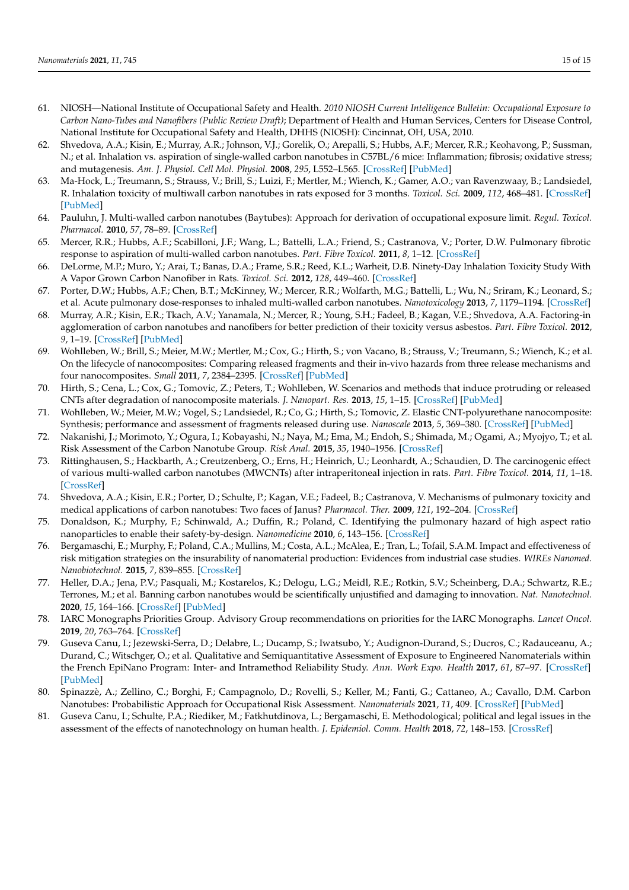61. NIOSH—National Institute of Occupational Safety and Health. *2010 NIOSH Current Intelligence Bulletin: Occupational Exposure to Carbon Nano-Tubes and Nanofibers (Public Review Draft)*; Department of Health and Human Services, Centers for Disease Control, National Institute for Occupational Safety and Health, DHHS (NIOSH): Cincinnat, OH, USA, 2010.
62. Shvedova, A.A.; Kisin, E.; Murray, A.R.; Johnson, V.J.; Gorelik, O.; Arepalli, S.; Hubbs, A.F.; Mercer, R.R.; Keohavong, P.; Sussman, N.; et al. Inhalation vs. aspiration of single-walled carbon nanotubes in C57BL/6 mice: Inflammation; fibrosis; oxidative stress; and mutagenesis. *Am. J. Physiol. Cell Mol. Physiol.* **2008**, *295*, L552–L565. [CrossRef] [PubMed]
63. Ma-Hock, L.; Treumann, S.; Strauss, V.; Brill, S.; Luizi, F.; Mertler, M.; Wiench, K.; Gamer, A.O.; van Ravenzwaay, B.; Landsiedel, R. Inhalation toxicity of multiwall carbon nanotubes in rats exposed for 3 months. *Toxicol. Sci.* **2009**, *112*, 468–481. [CrossRef] [PubMed]
64. Pauluhn, J. Multi-walled carbon nanotubes (Baytubes): Approach for derivation of occupational exposure limit. *Regul. Toxicol. Pharmacol.* **2010**, *57*, 78–89. [CrossRef]
65. Mercer, R.R.; Hubbs, A.F.; Scabilloni, J.F.; Wang, L.; Battelli, L.A.; Friend, S.; Castranova, V.; Porter, D.W. Pulmonary fibrotic response to aspiration of multi-walled carbon nanotubes. *Part. Fibre Toxicol.* **2011**, *8*, 1–12. [CrossRef]
66. DeLorme, M.P.; Muro, Y.; Arai, T.; Banas, D.A.; Frame, S.R.; Reed, K.L.; Warheit, D.B. Ninety-Day Inhalation Toxicity Study With A Vapor Grown Carbon Nanofiber in Rats. *Toxicol. Sci.* **2012**, *128*, 449–460. [CrossRef]
67. Porter, D.W.; Hubbs, A.F.; Chen, B.T.; McKinney, W.; Mercer, R.R.; Wolfarth, M.G.; Battelli, L.; Wu, N.; Sriram, K.; Leonard, S.; et al. Acute pulmonary dose-responses to inhaled multi-walled carbon nanotubes. *Nanotoxicology* **2013**, *7*, 1179–1194. [CrossRef]
68. Murray, A.R.; Kisin, E.R.; Tkach, A.V.; Yanamala, N.; Mercer, R.; Young, S.H.; Fadeel, B.; Kagan, V.E.; Shvedova, A.A. Factoring-in agglomeration of carbon nanotubes and nanofibers for better prediction of their toxicity versus asbestos. *Part. Fibre Toxicol.* **2012**, *9*, 1–19. [CrossRef] [PubMed]
69. Wohlleben, W.; Brill, S.; Meier, M.W.; Mertler, M.; Cox, G.; Hirth, S.; von Vacano, B.; Strauss, V.; Treumann, S.; Wiench, K.; et al. On the lifecycle of nanocomposites: Comparing released fragments and their in-vivo hazards from three release mechanisms and four nanocomposites. *Small* **2011**, *7*, 2384–2395. [CrossRef] [PubMed]
70. Hirth, S.; Cena, L.; Cox, G.; Tomovic, Z.; Peters, T.; Wohlleben, W. Scenarios and methods that induce protruding or released CNTs after degradation of nanocomposite materials. *J. Nanopart. Res.* **2013**, *15*, 1–15. [CrossRef] [PubMed]
71. Wohlleben, W.; Meier, M.W.; Vogel, S.; Landsiedel, R.; Co, G.; Hirth, S.; Tomovic, Z. Elastic CNT-polyurethane nanocomposite: Synthesis; performance and assessment of fragments released during use. *Nanoscale* **2013**, *5*, 369–380. [CrossRef] [PubMed]
72. Nakanishi, J.; Morimoto, Y.; Ogura, I.; Kobayashi, N.; Naya, M.; Ema, M.; Endoh, S.; Shimada, M.; Ogami, A.; Myojyo, T.; et al. Risk Assessment of the Carbon Nanotube Group. *Risk Anal.* **2015**, *35*, 1940–1956. [CrossRef]
73. Rittinghausen, S.; Hackbarth, A.; Creutzenberg, O.; Erns, H.; Heinrich, U.; Leonhardt, A.; Schaudien, D. The carcinogenic effect of various multi-walled carbon nanotubes (MWCNTs) after intraperitoneal injection in rats. *Part. Fibre Toxicol.* **2014**, *11*, 1–18. [CrossRef]
74. Shvedova, A.A.; Kisin, E.R.; Porter, D.; Schulte, P.; Kagan, V.E.; Fadeel, B.; Castranova, V. Mechanisms of pulmonary toxicity and medical applications of carbon nanotubes: Two faces of Janus? *Pharmacol. Ther.* **2009**, *121*, 192–204. [CrossRef]
75. Donaldson, K.; Murphy, F.; Schinwald, A.; Duffin, R.; Poland, C. Identifying the pulmonary hazard of high aspect ratio nanoparticles to enable their safety-by-design. *Nanomedicine* **2010**, *6*, 143–156. [CrossRef]
76. Bergamaschi, E.; Murphy, F.; Poland, C.A.; Mullins, M.; Costa, A.L.; McAlea, E.; Tran, L.; Tofail, S.A.M. Impact and effectiveness of risk mitigation strategies on the insurability of nanomaterial production: Evidences from industrial case studies. *WIREs Nanomed. Nanobiotechnol.* **2015**, *7*, 839–855. [CrossRef]
77. Heller, D.A.; Jena, P.V.; Pasquali, M.; Kostarelos, K.; Delogu, L.G.; Meidl, R.E.; Rotkin, S.V.; Scheinberg, D.A.; Schwartz, R.E.; Terrones, M.; et al. Banning carbon nanotubes would be scientifically unjustified and damaging to innovation. *Nat. Nanotechnol.* **2020**, *15*, 164–166. [CrossRef] [PubMed]
78. IARC Monographs Priorities Group. Advisory Group recommendations on priorities for the IARC Monographs. *Lancet Oncol.* **2019**, *20*, 763–764. [CrossRef]
79. Guseva Canu, I.; Jezewski-Serra, D.; Delabre, L.; Ducamp, S.; Iwatsubo, Y.; Audignon-Durand, S.; Ducros, C.; Radauceanu, A.; Durand, C.; Witschger, O.; et al. Qualitative and Semiquantitative Assessment of Exposure to Engineered Nanomaterials within the French EpiNano Program: Inter- and Intramethod Reliability Study. *Ann. Work Expo. Health* **2017**, *61*, 87–97. [CrossRef] [PubMed]
80. Spinazzè, A.; Zellino, C.; Borghi, F.; Campagnolo, D.; Rovelli, S.; Keller, M.; Fanti, G.; Cattaneo, A.; Cavallo, D.M. Carbon Nanotubes: Probabilistic Approach for Occupational Risk Assessment. *Nanomaterials* **2021**, *11*, 409. [CrossRef] [PubMed]
81. Guseva Canu, I.; Schulte, P.A.; Riediker, M.; Fatkhutdinova, L.; Bergamaschi, E. Methodological; political and legal issues in the assessment of the effects of nanotechnology on human health. *J. Epidemiol. Comm. Health* **2018**, *72*, 148–153. [CrossRef]